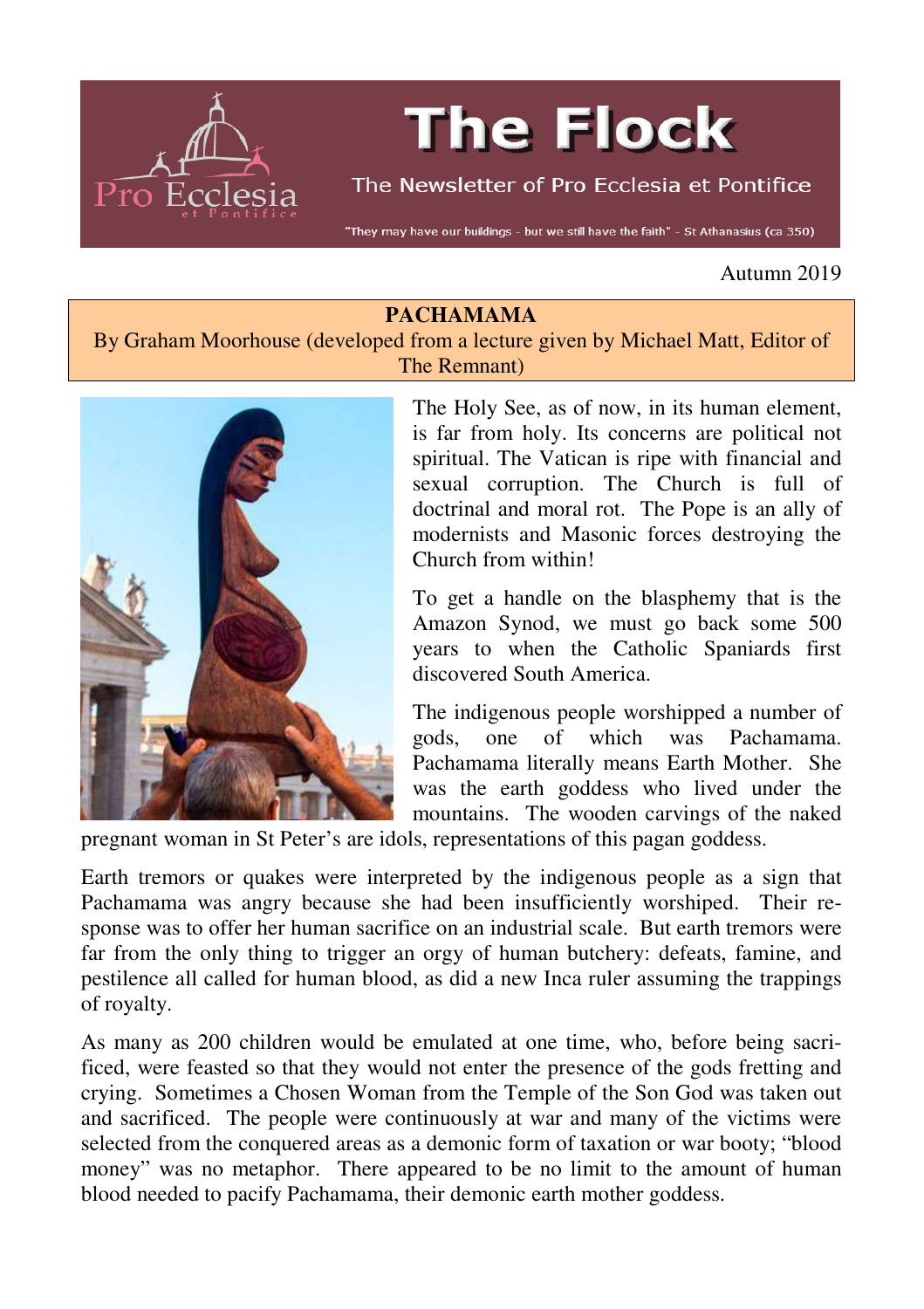# The Flock

The Newsletter of Pro Ecclesia et Pontifice

"They may have our buildings - but we still have the faith" - St Athanasius (ca 350)

Autumn 2019

## PACHAMAMA

By Graham Moorhouse (developed from a lecture given by Michael Matt, Editor of The Remnant)

The Holy See, as of now, in its human element, is far from holy. Its concerns are political not spiritual. The Vatican is ripe with financial and sexual corruption. The Church is full of doctrinal and moral rot. The Pope is an ally of modernists and Masonic forces destroying the Church from within!

To get a handle on the blasphemy that is the Amazon Synod, we must go back some 500 years to when the Catholic Spaniards first discovered South America.

The indigenous people worshipped a number of gods, one of which was Pachamama. Pachamama literally means Earth Mother. She was the earth goddess who lived under the mountains. The wooden carvings of the naked pregnant woman in St Peter's are idols, representations of this pagan goddess.

Earth tremors or quakes were interpreted by the indigenous people as a sign that Pachamama was angry because she had been insufficiently worshiped. Their response was to offer her human sacrifice on an industrial scale. But earth tremors were far from the only thing to trigger an orgy of human butchery: defeats, famine, and pestilence all called for human blood, as did a new Inca ruler assuming the trappings of royalty.

As many as 200 children would be emulated at one time, who, before being sacrificed, were feasted so that they would not enter the presence of the gods fretting and crying. Sometimes a Chosen Woman from the Temple of the Son God was taken out and sacrificed. The people were continuously at war and many of the victims were selected from the conquered areas as a demonic form of taxation or war booty; "blood money" was no metaphor. There appeared to be no limit to the amount of human blood needed to pacify Pachamama, their demonic earth mother goddess.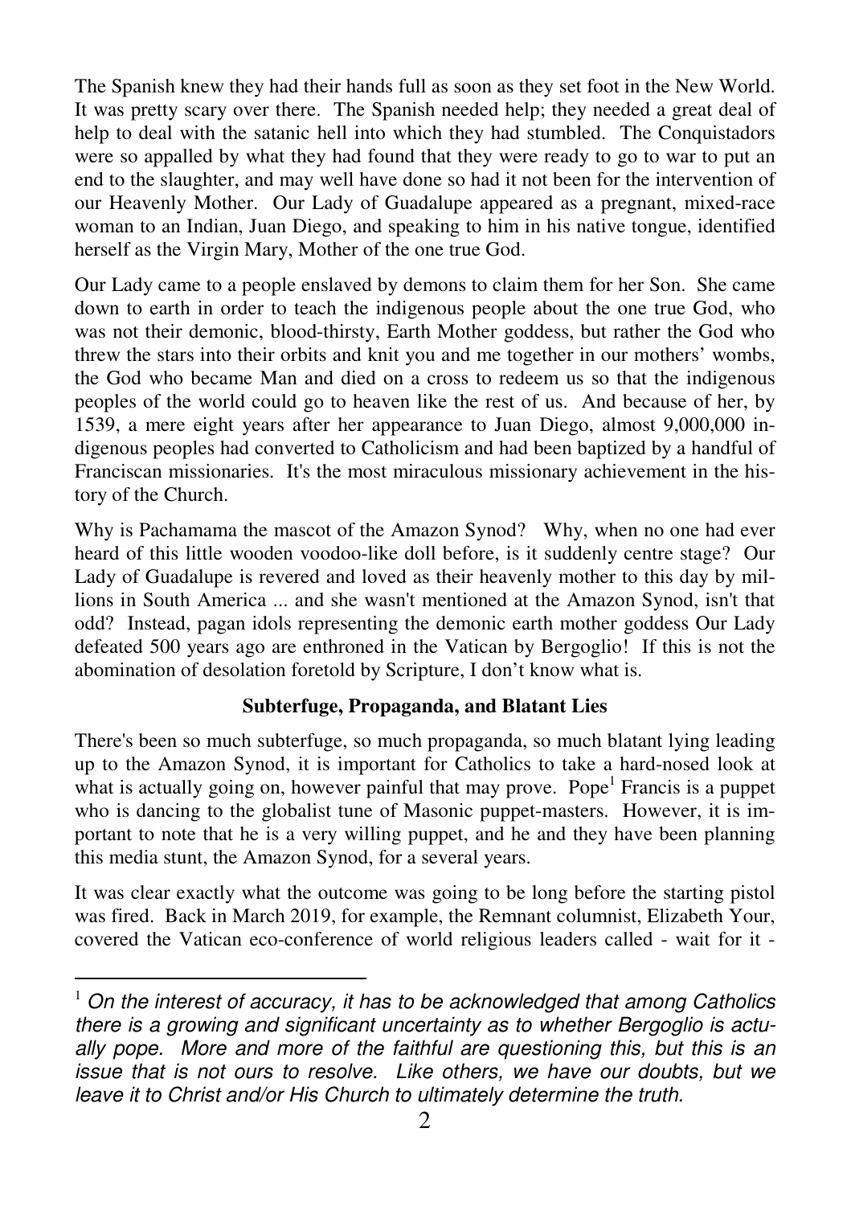The Spanish knew they had their hands full as soon as they set foot in the New World. It was pretty scary over there. The Spanish needed help; they needed a great deal of help to deal with the satanic hell into which they had stumbled. The Conquistadors were so appalled by what they had found that they were ready to go to war to put an end to the slaughter, and may well have done so had it not been for the intervention of our Heavenly Mother. Our Lady of Guadalupe appeared as a pregnant, mixed-race woman to an Indian, Juan Diego, and speaking to him in his native tongue, identified herself as the Virgin Mary, Mother of the one true God.

Our Lady came to a people enslaved by demons to claim them for her Son. She came down to earth in order to teach the indigenous people about the one true God, who was not their demonic, blood-thirsty, Earth Mother goddess, but rather the God who threw the stars into their orbits and knit you and me together in our mothers' wombs, the God who became Man and died on a cross to redeem us so that the indigenous peoples of the world could go to heaven like the rest of us. And because of her, by 1539, a mere eight years after her appearance to Juan Diego, almost 9,000,000 indigenous peoples had converted to Catholicism and had been baptized by a handful of Franciscan missionaries. It's the most miraculous missionary achievement in the history of the Church.

Why is Pachamama the mascot of the Amazon Synod? Why, when no one had ever heard of this little wooden voodoo-like doll before, is it suddenly centre stage? Our Lady of Guadalupe is revered and loved as their heavenly mother to this day by millions in South America ... and she wasn't mentioned at the Amazon Synod, isn't that odd? Instead, pagan idols representing the demonic earth mother goddess Our Lady defeated 500 years ago are enthroned in the Vatican by Bergoglio! If this is not the abomination of desolation foretold by Scripture, I don't know what is.

**Subterfuge, Propaganda, and Blatant Lies**

There's been so much subterfuge, so much propaganda, so much blatant lying leading up to the Amazon Synod, it is important for Catholics to take a hard-nosed look at what is actually going on, however painful that may prove. Pope[1] Francis is a puppet who is dancing to the globalist tune of Masonic puppet-masters. However, it is important to note that he is a very willing puppet, and he and they have been planning this media stunt, the Amazon Synod, for a several years.

It was clear exactly what the outcome was going to be long before the starting pistol was fired. Back in March 2019, for example, the Remnant columnist, Elizabeth Your, covered the Vatican eco-conference of world religious leaders called - wait for it -

---

[1] *On the interest of accuracy, it has to be acknowledged that among Catholics there is a growing and significant uncertainty as to whether Bergoglio is actually pope. More and more of the faithful are questioning this, but this is an issue that is not ours to resolve. Like others, we have our doubts, but we leave it to Christ and/or His Church to ultimately determine the truth.*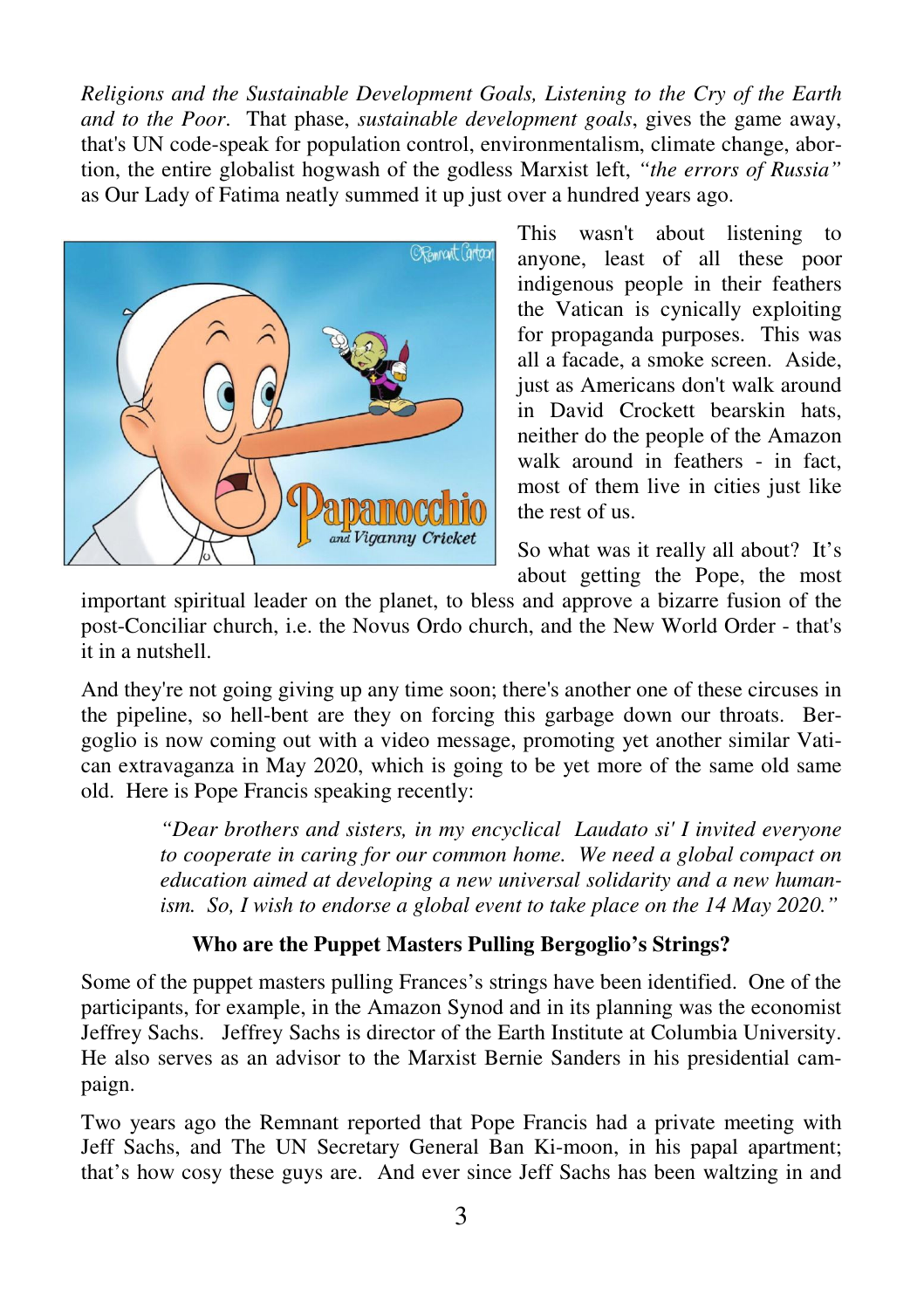*Religions and the Sustainable Development Goals, Listening to the Cry of the Earth and to the Poor*. That phase, *sustainable development goals*, gives the game away, that's UN code-speak for population control, environmentalism, climate change, abortion, the entire globalist hogwash of the godless Marxist left, *"the errors of Russia"* as Our Lady of Fatima neatly summed it up just over a hundred years ago.

This wasn't about listening to anyone, least of all these poor indigenous people in their feathers the Vatican is cynically exploiting for propaganda purposes. This was all a facade, a smoke screen. Aside, just as Americans don't walk around in David Crockett bearskin hats, neither do the people of the Amazon walk around in feathers - in fact, most of them live in cities just like the rest of us.

So what was it really all about? It's about getting the Pope, the most important spiritual leader on the planet, to bless and approve a bizarre fusion of the post-Conciliar church, i.e. the Novus Ordo church, and the New World Order - that's it in a nutshell.

And they're not going giving up any time soon; there's another one of these circuses in the pipeline, so hell-bent are they on forcing this garbage down our throats. Bergoglio is now coming out with a video message, promoting yet another similar Vatican extravaganza in May 2020, which is going to be yet more of the same old same old. Here is Pope Francis speaking recently:

> *"Dear brothers and sisters, in my encyclical Laudato si' I invited everyone to cooperate in caring for our common home. We need a global compact on education aimed at developing a new universal solidarity and a new humanism. So, I wish to endorse a global event to take place on the 14 May 2020."*

**Who are the Puppet Masters Pulling Bergoglio's Strings?**

Some of the puppet masters pulling Frances's strings have been identified. One of the participants, for example, in the Amazon Synod and in its planning was the economist Jeffrey Sachs. Jeffrey Sachs is director of the Earth Institute at Columbia University. He also serves as an advisor to the Marxist Bernie Sanders in his presidential campaign.

Two years ago the Remnant reported that Pope Francis had a private meeting with Jeff Sachs, and The UN Secretary General Ban Ki-moon, in his papal apartment; that's how cosy these guys are. And ever since Jeff Sachs has been waltzing in and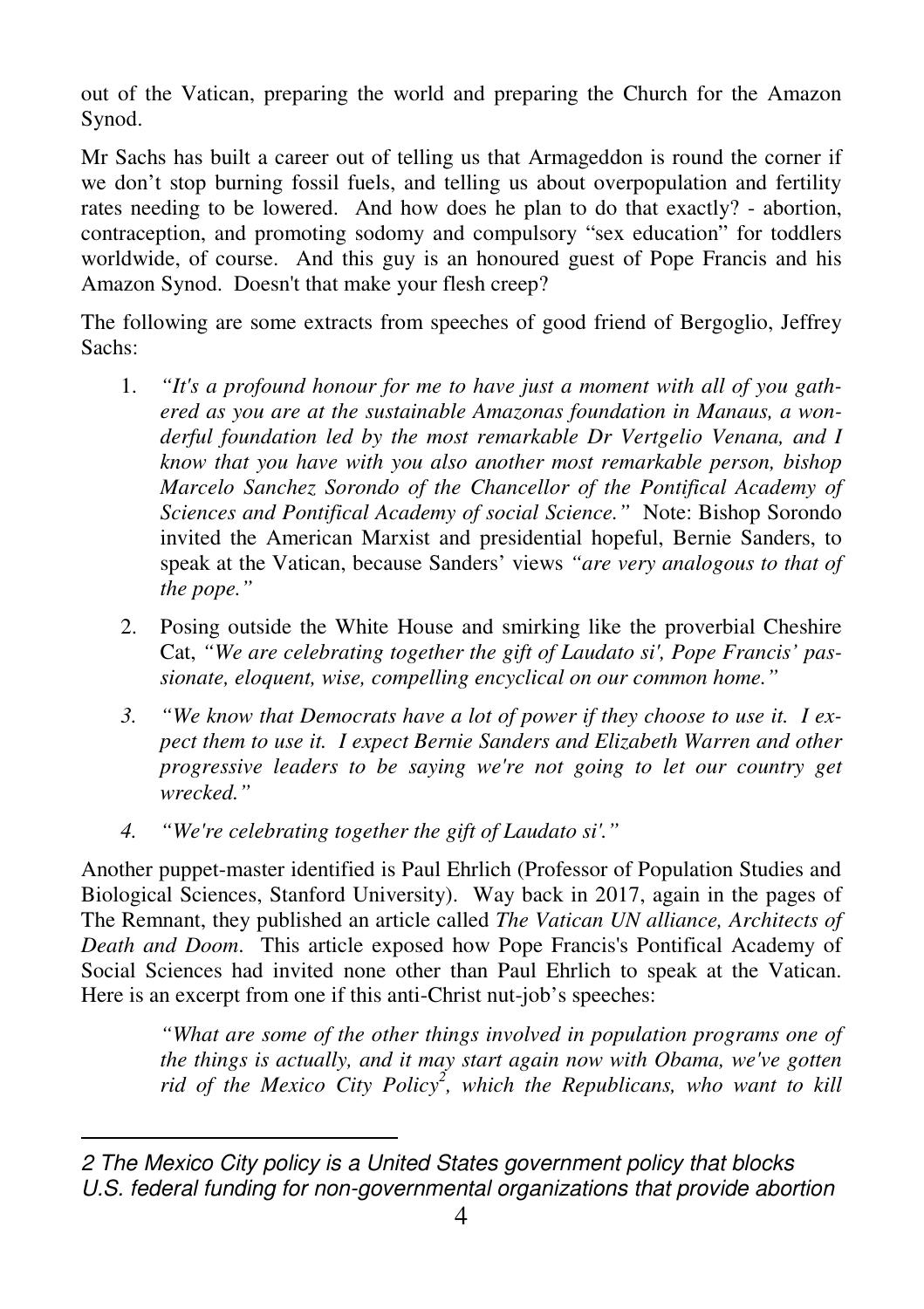out of the Vatican, preparing the world and preparing the Church for the Amazon Synod.

Mr Sachs has built a career out of telling us that Armageddon is round the corner if we don't stop burning fossil fuels, and telling us about overpopulation and fertility rates needing to be lowered. And how does he plan to do that exactly? - abortion, contraception, and promoting sodomy and compulsory "sex education" for toddlers worldwide, of course. And this guy is an honoured guest of Pope Francis and his Amazon Synod. Doesn't that make your flesh creep?

The following are some extracts from speeches of good friend of Bergoglio, Jeffrey Sachs:

1. *"It's a profound honour for me to have just a moment with all of you gathered as you are at the sustainable Amazonas foundation in Manaus, a wonderful foundation led by the most remarkable Dr Vertgelio Venana, and I know that you have with you also another most remarkable person, bishop Marcelo Sanchez Sorondo of the Chancellor of the Pontifical Academy of Sciences and Pontifical Academy of social Science."* Note: Bishop Sorondo invited the American Marxist and presidential hopeful, Bernie Sanders, to speak at the Vatican, because Sanders' views *"are very analogous to that of the pope."*

2. Posing outside the White House and smirking like the proverbial Cheshire Cat, *"We are celebrating together the gift of Laudato si', Pope Francis' passionate, eloquent, wise, compelling encyclical on our common home."*

3. *"We know that Democrats have a lot of power if they choose to use it. I expect them to use it. I expect Bernie Sanders and Elizabeth Warren and other progressive leaders to be saying we're not going to let our country get wrecked."*

4. *"We're celebrating together the gift of Laudato si'."*

Another puppet-master identified is Paul Ehrlich (Professor of Population Studies and Biological Sciences, Stanford University). Way back in 2017, again in the pages of The Remnant, they published an article called *The Vatican UN alliance, Architects of Death and Doom*. This article exposed how Pope Francis's Pontifical Academy of Social Sciences had invited none other than Paul Ehrlich to speak at the Vatican. Here is an excerpt from one if this anti-Christ nut-job's speeches:

> *"What are some of the other things involved in population programs one of the things is actually, and it may start again now with Obama, we've gotten rid of the Mexico City Policy[2], which the Republicans, who want to kill*

---

*2 The Mexico City policy is a United States government policy that blocks U.S. federal funding for non-governmental organizations that provide abortion*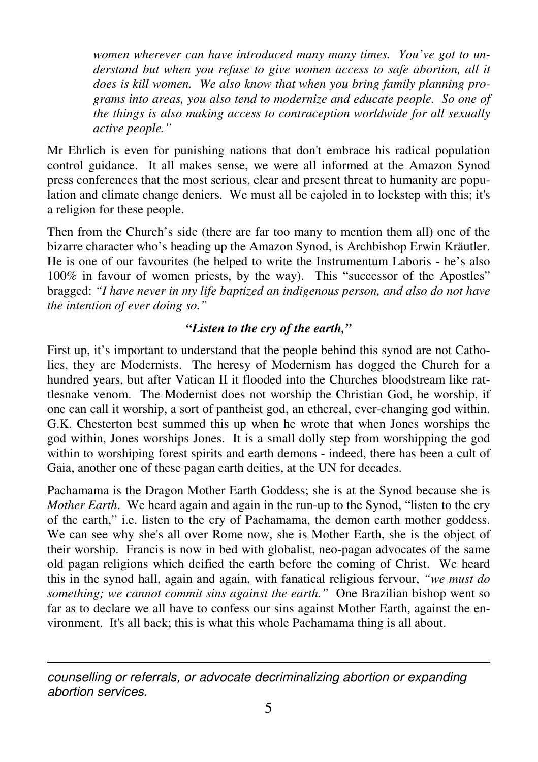*women wherever can have introduced many many times. You've got to understand but when you refuse to give women access to safe abortion, all it does is kill women. We also know that when you bring family planning programs into areas, you also tend to modernize and educate people. So one of the things is also making access to contraception worldwide for all sexually active people."*

Mr Ehrlich is even for punishing nations that don't embrace his radical population control guidance. It all makes sense, we were all informed at the Amazon Synod press conferences that the most serious, clear and present threat to humanity are population and climate change deniers. We must all be cajoled in to lockstep with this; it's a religion for these people.

Then from the Church's side (there are far too many to mention them all) one of the bizarre character who's heading up the Amazon Synod, is Archbishop Erwin Kräutler. He is one of our favourites (he helped to write the Instrumentum Laboris - he's also 100% in favour of women priests, by the way). This "successor of the Apostles" bragged: *"I have never in my life baptized an indigenous person, and also do not have the intention of ever doing so."*

### *"Listen to the cry of the earth,"*

First up, it's important to understand that the people behind this synod are not Catholics, they are Modernists. The heresy of Modernism has dogged the Church for a hundred years, but after Vatican II it flooded into the Churches bloodstream like rattlesnake venom. The Modernist does not worship the Christian God, he worship, if one can call it worship, a sort of pantheist god, an ethereal, ever-changing god within. G.K. Chesterton best summed this up when he wrote that when Jones worships the god within, Jones worships Jones. It is a small dolly step from worshipping the god within to worshiping forest spirits and earth demons - indeed, there has been a cult of Gaia, another one of these pagan earth deities, at the UN for decades.

Pachamama is the Dragon Mother Earth Goddess; she is at the Synod because she is *Mother Earth*. We heard again and again in the run-up to the Synod, "listen to the cry of the earth," i.e. listen to the cry of Pachamama, the demon earth mother goddess. We can see why she's all over Rome now, she is Mother Earth, she is the object of their worship. Francis is now in bed with globalist, neo-pagan advocates of the same old pagan religions which deified the earth before the coming of Christ. We heard this in the synod hall, again and again, with fanatical religious fervour, *"we must do something; we cannot commit sins against the earth."* One Brazilian bishop went so far as to declare we all have to confess our sins against Mother Earth, against the environment. It's all back; this is what this whole Pachamama thing is all about.

---

*counselling or referrals, or advocate decriminalizing abortion or expanding abortion services.*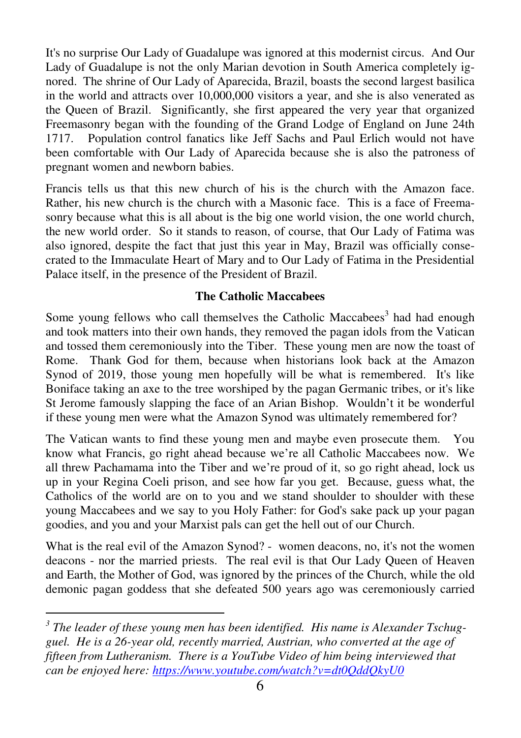It's no surprise Our Lady of Guadalupe was ignored at this modernist circus. And Our Lady of Guadalupe is not the only Marian devotion in South America completely ignored. The shrine of Our Lady of Aparecida, Brazil, boasts the second largest basilica in the world and attracts over 10,000,000 visitors a year, and she is also venerated as the Queen of Brazil. Significantly, she first appeared the very year that organized Freemasonry began with the founding of the Grand Lodge of England on June 24th 1717. Population control fanatics like Jeff Sachs and Paul Erlich would not have been comfortable with Our Lady of Aparecida because she is also the patroness of pregnant women and newborn babies.

Francis tells us that this new church of his is the church with the Amazon face. Rather, his new church is the church with a Masonic face. This is a face of Freemasonry because what this is all about is the big one world vision, the one world church, the new world order. So it stands to reason, of course, that Our Lady of Fatima was also ignored, despite the fact that just this year in May, Brazil was officially consecrated to the Immaculate Heart of Mary and to Our Lady of Fatima in the Presidential Palace itself, in the presence of the President of Brazil.

### The Catholic Maccabees

Some young fellows who call themselves the Catholic Maccabees[3] had had enough and took matters into their own hands, they removed the pagan idols from the Vatican and tossed them ceremoniously into the Tiber. These young men are now the toast of Rome. Thank God for them, because when historians look back at the Amazon Synod of 2019, those young men hopefully will be what is remembered. It's like Boniface taking an axe to the tree worshiped by the pagan Germanic tribes, or it's like St Jerome famously slapping the face of an Arian Bishop. Wouldn't it be wonderful if these young men were what the Amazon Synod was ultimately remembered for?

The Vatican wants to find these young men and maybe even prosecute them. You know what Francis, go right ahead because we're all Catholic Maccabees now. We all threw Pachamama into the Tiber and we're proud of it, so go right ahead, lock us up in your Regina Coeli prison, and see how far you get. Because, guess what, the Catholics of the world are on to you and we stand shoulder to shoulder with these young Maccabees and we say to you Holy Father: for God's sake pack up your pagan goodies, and you and your Marxist pals can get the hell out of our Church.

What is the real evil of the Amazon Synod? - women deacons, no, it's not the women deacons - nor the married priests. The real evil is that Our Lady Queen of Heaven and Earth, the Mother of God, was ignored by the princes of the Church, while the old demonic pagan goddess that she defeated 500 years ago was ceremoniously carried

---

*[3] The leader of these young men has been identified. His name is Alexander Tschugguel. He is a 26-year old, recently married, Austrian, who converted at the age of fifteen from Lutheranism. There is a YouTube Video of him being interviewed that can be enjoyed here: [https://www.youtube.com/watch?v=dt0QddQkyU0](https://www.youtube.com/watch?v=dt0QddQkyU0)*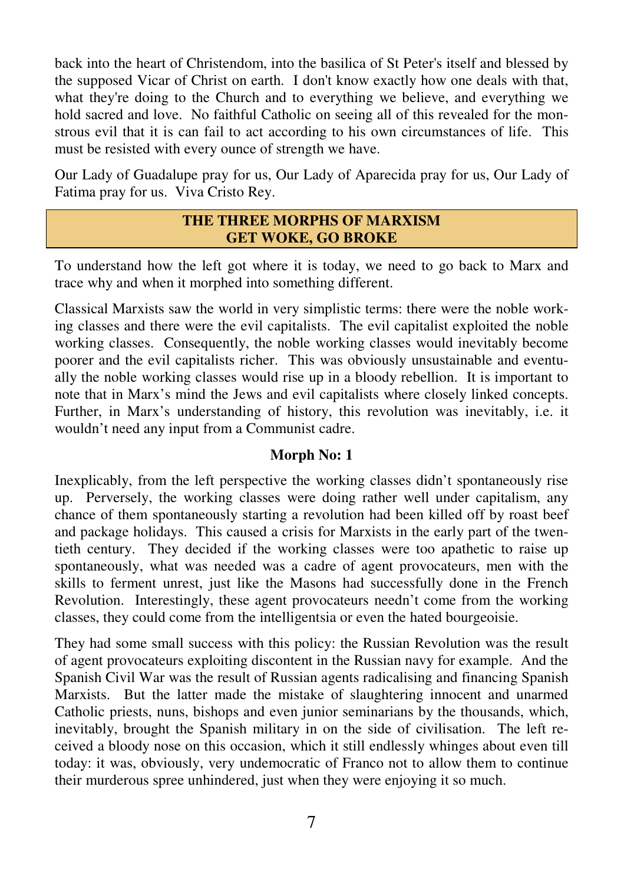back into the heart of Christendom, into the basilica of St Peter's itself and blessed by the supposed Vicar of Christ on earth. I don't know exactly how one deals with that, what they're doing to the Church and to everything we believe, and everything we hold sacred and love. No faithful Catholic on seeing all of this revealed for the monstrous evil that it is can fail to act according to his own circumstances of life. This must be resisted with every ounce of strength we have.

Our Lady of Guadalupe pray for us, Our Lady of Aparecida pray for us, Our Lady of Fatima pray for us. Viva Cristo Rey.

## THE THREE MORPHS OF MARXISM
## GET WOKE, GO BROKE

To understand how the left got where it is today, we need to go back to Marx and trace why and when it morphed into something different.

Classical Marxists saw the world in very simplistic terms: there were the noble working classes and there were the evil capitalists. The evil capitalist exploited the noble working classes. Consequently, the noble working classes would inevitably become poorer and the evil capitalists richer. This was obviously unsustainable and eventually the noble working classes would rise up in a bloody rebellion. It is important to note that in Marx's mind the Jews and evil capitalists where closely linked concepts. Further, in Marx's understanding of history, this revolution was inevitably, i.e. it wouldn't need any input from a Communist cadre.

### Morph No: 1

Inexplicably, from the left perspective the working classes didn't spontaneously rise up. Perversely, the working classes were doing rather well under capitalism, any chance of them spontaneously starting a revolution had been killed off by roast beef and package holidays. This caused a crisis for Marxists in the early part of the twentieth century. They decided if the working classes were too apathetic to raise up spontaneously, what was needed was a cadre of agent provocateurs, men with the skills to ferment unrest, just like the Masons had successfully done in the French Revolution. Interestingly, these agent provocateurs needn't come from the working classes, they could come from the intelligentsia or even the hated bourgeoisie.

They had some small success with this policy: the Russian Revolution was the result of agent provocateurs exploiting discontent in the Russian navy for example. And the Spanish Civil War was the result of Russian agents radicalising and financing Spanish Marxists. But the latter made the mistake of slaughtering innocent and unarmed Catholic priests, nuns, bishops and even junior seminarians by the thousands, which, inevitably, brought the Spanish military in on the side of civilisation. The left received a bloody nose on this occasion, which it still endlessly whinges about even till today: it was, obviously, very undemocratic of Franco not to allow them to continue their murderous spree unhindered, just when they were enjoying it so much.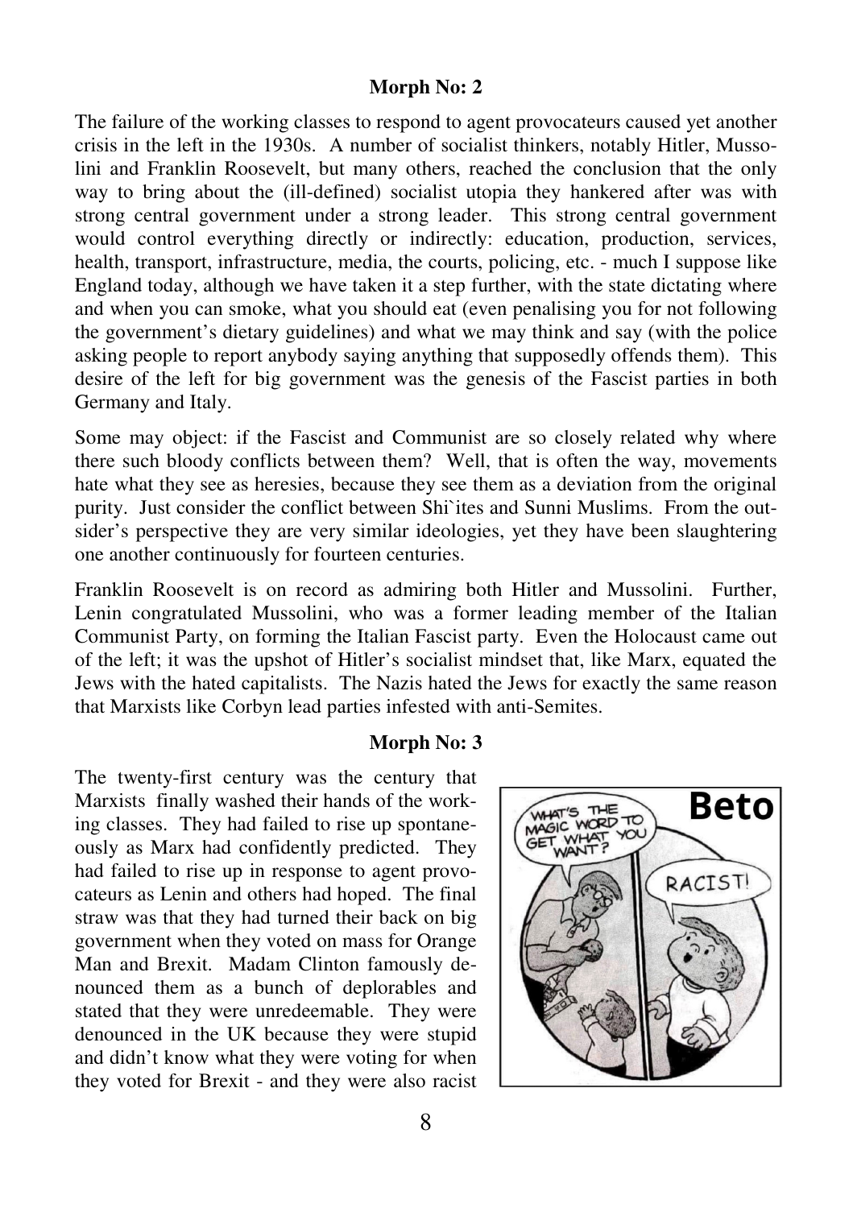**Morph No: 2**

The failure of the working classes to respond to agent provocateurs caused yet another crisis in the left in the 1930s. A number of socialist thinkers, notably Hitler, Mussolini and Franklin Roosevelt, but many others, reached the conclusion that the only way to bring about the (ill-defined) socialist utopia they hankered after was with strong central government under a strong leader. This strong central government would control everything directly or indirectly: education, production, services, health, transport, infrastructure, media, the courts, policing, etc. - much I suppose like England today, although we have taken it a step further, with the state dictating where and when you can smoke, what you should eat (even penalising you for not following the government's dietary guidelines) and what we may think and say (with the police asking people to report anybody saying anything that supposedly offends them). This desire of the left for big government was the genesis of the Fascist parties in both Germany and Italy.

Some may object: if the Fascist and Communist are so closely related why where there such bloody conflicts between them? Well, that is often the way, movements hate what they see as heresies, because they see them as a deviation from the original purity. Just consider the conflict between Shi`ites and Sunni Muslims. From the outsider's perspective they are very similar ideologies, yet they have been slaughtering one another continuously for fourteen centuries.

Franklin Roosevelt is on record as admiring both Hitler and Mussolini. Further, Lenin congratulated Mussolini, who was a former leading member of the Italian Communist Party, on forming the Italian Fascist party. Even the Holocaust came out of the left; it was the upshot of Hitler's socialist mindset that, like Marx, equated the Jews with the hated capitalists. The Nazis hated the Jews for exactly the same reason that Marxists like Corbyn lead parties infested with anti-Semites.

**Morph No: 3**

The twenty-first century was the century that Marxists finally washed their hands of the working classes. They had failed to rise up spontaneously as Marx had confidently predicted. They had failed to rise up in response to agent provocateurs as Lenin and others had hoped. The final straw was that they had turned their back on big government when they voted on mass for Orange Man and Brexit. Madam Clinton famously denounced them as a bunch of deplorables and stated that they were unredeemable. They were denounced in the UK because they were stupid and didn't know what they were voting for when they voted for Brexit - and they were also racist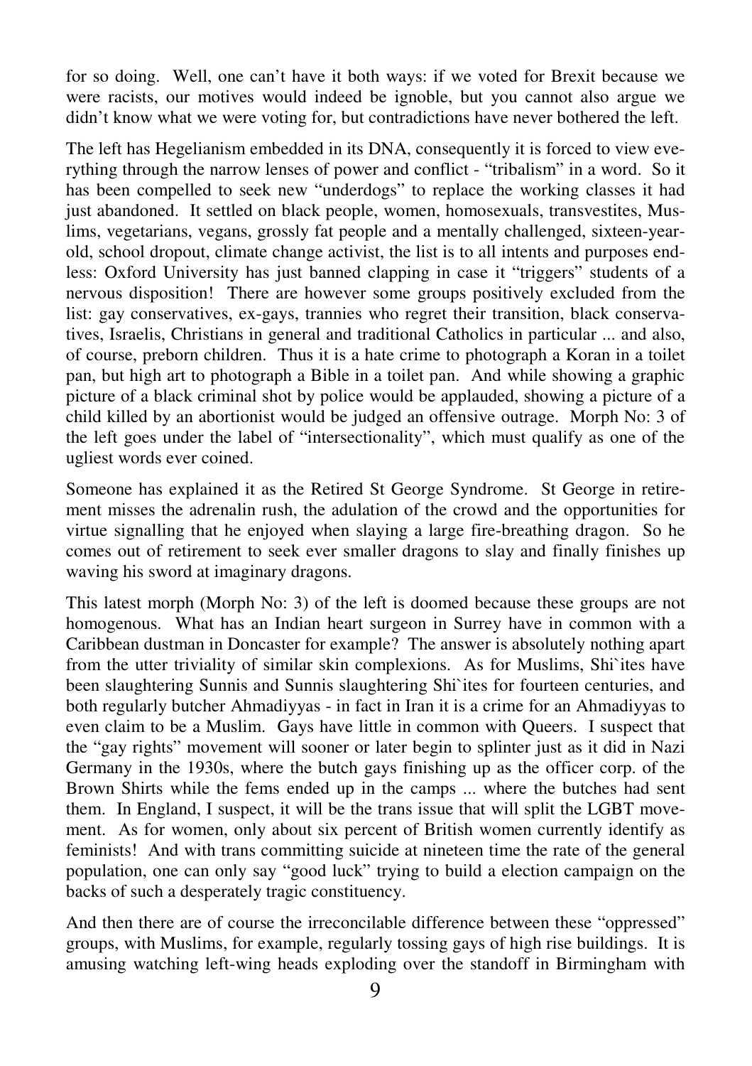for so doing. Well, one can't have it both ways: if we voted for Brexit because we were racists, our motives would indeed be ignoble, but you cannot also argue we didn't know what we were voting for, but contradictions have never bothered the left.

The left has Hegelianism embedded in its DNA, consequently it is forced to view everything through the narrow lenses of power and conflict - "tribalism" in a word. So it has been compelled to seek new "underdogs" to replace the working classes it had just abandoned. It settled on black people, women, homosexuals, transvestites, Muslims, vegetarians, vegans, grossly fat people and a mentally challenged, sixteen-year-old, school dropout, climate change activist, the list is to all intents and purposes endless: Oxford University has just banned clapping in case it "triggers" students of a nervous disposition! There are however some groups positively excluded from the list: gay conservatives, ex-gays, trannies who regret their transition, black conservatives, Israelis, Christians in general and traditional Catholics in particular ... and also, of course, preborn children. Thus it is a hate crime to photograph a Koran in a toilet pan, but high art to photograph a Bible in a toilet pan. And while showing a graphic picture of a black criminal shot by police would be applauded, showing a picture of a child killed by an abortionist would be judged an offensive outrage. Morph No: 3 of the left goes under the label of "intersectionality", which must qualify as one of the ugliest words ever coined.

Someone has explained it as the Retired St George Syndrome. St George in retirement misses the adrenalin rush, the adulation of the crowd and the opportunities for virtue signalling that he enjoyed when slaying a large fire-breathing dragon. So he comes out of retirement to seek ever smaller dragons to slay and finally finishes up waving his sword at imaginary dragons.

This latest morph (Morph No: 3) of the left is doomed because these groups are not homogenous. What has an Indian heart surgeon in Surrey have in common with a Caribbean dustman in Doncaster for example? The answer is absolutely nothing apart from the utter triviality of similar skin complexions. As for Muslims, Shi`ites have been slaughtering Sunnis and Sunnis slaughtering Shi`ites for fourteen centuries, and both regularly butcher Ahmadiyyas - in fact in Iran it is a crime for an Ahmadiyyas to even claim to be a Muslim. Gays have little in common with Queers. I suspect that the "gay rights" movement will sooner or later begin to splinter just as it did in Nazi Germany in the 1930s, where the butch gays finishing up as the officer corp. of the Brown Shirts while the fems ended up in the camps ... where the butches had sent them. In England, I suspect, it will be the trans issue that will split the LGBT movement. As for women, only about six percent of British women currently identify as feminists! And with trans committing suicide at nineteen time the rate of the general population, one can only say "good luck" trying to build a election campaign on the backs of such a desperately tragic constituency.

And then there are of course the irreconcilable difference between these "oppressed" groups, with Muslims, for example, regularly tossing gays of high rise buildings. It is amusing watching left-wing heads exploding over the standoff in Birmingham with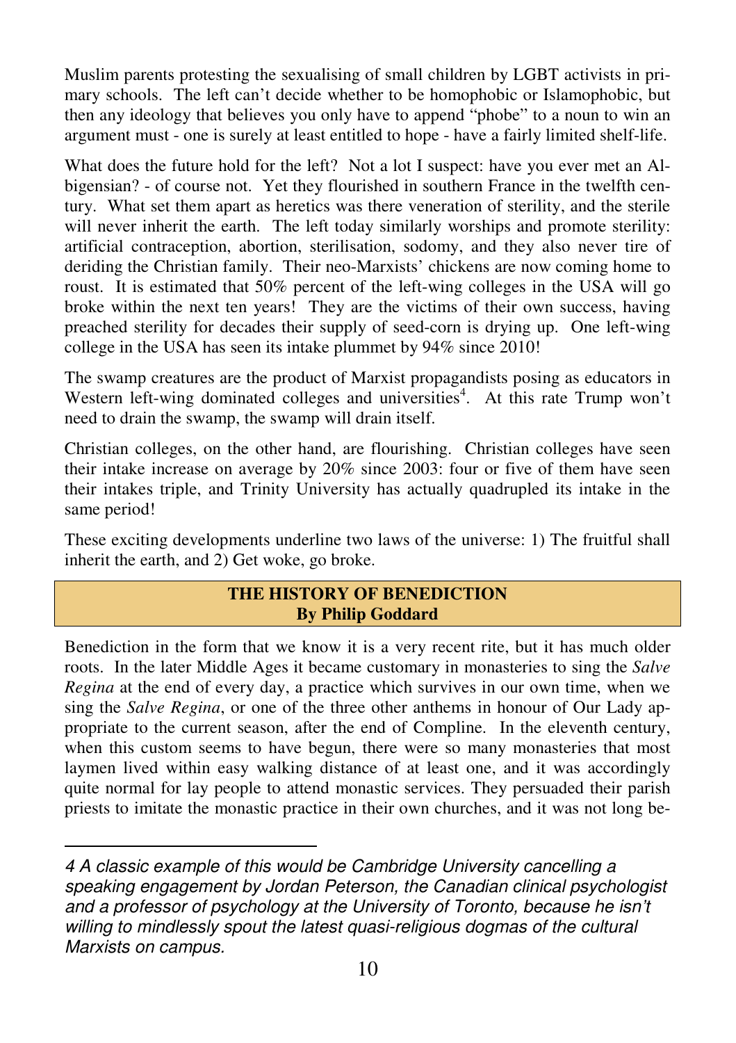Muslim parents protesting the sexualising of small children by LGBT activists in primary schools. The left can't decide whether to be homophobic or Islamophobic, but then any ideology that believes you only have to append "phobe" to a noun to win an argument must - one is surely at least entitled to hope - have a fairly limited shelf-life.

What does the future hold for the left? Not a lot I suspect: have you ever met an Albigensian? - of course not. Yet they flourished in southern France in the twelfth century. What set them apart as heretics was there veneration of sterility, and the sterile will never inherit the earth. The left today similarly worships and promote sterility: artificial contraception, abortion, sterilisation, sodomy, and they also never tire of deriding the Christian family. Their neo-Marxists' chickens are now coming home to roust. It is estimated that 50% percent of the left-wing colleges in the USA will go broke within the next ten years! They are the victims of their own success, having preached sterility for decades their supply of seed-corn is drying up. One left-wing college in the USA has seen its intake plummet by 94% since 2010!

The swamp creatures are the product of Marxist propagandists posing as educators in Western left-wing dominated colleges and universities[4]. At this rate Trump won't need to drain the swamp, the swamp will drain itself.

Christian colleges, on the other hand, are flourishing. Christian colleges have seen their intake increase on average by 20% since 2003: four or five of them have seen their intakes triple, and Trinity University has actually quadrupled its intake in the same period!

These exciting developments underline two laws of the universe: 1) The fruitful shall inherit the earth, and 2) Get woke, go broke.

## THE HISTORY OF BENEDICTION
**By Philip Goddard**

Benediction in the form that we know it is a very recent rite, but it has much older roots. In the later Middle Ages it became customary in monasteries to sing the *Salve Regina* at the end of every day, a practice which survives in our own time, when we sing the *Salve Regina*, or one of the three other anthems in honour of Our Lady appropriate to the current season, after the end of Compline. In the eleventh century, when this custom seems to have begun, there were so many monasteries that most laymen lived within easy walking distance of at least one, and it was accordingly quite normal for lay people to attend monastic services. They persuaded their parish priests to imitate the monastic practice in their own churches, and it was not long be-

---

*4 A classic example of this would be Cambridge University cancelling a speaking engagement by Jordan Peterson, the Canadian clinical psychologist and a professor of psychology at the University of Toronto, because he isn't willing to mindlessly spout the latest quasi-religious dogmas of the cultural Marxists on campus.*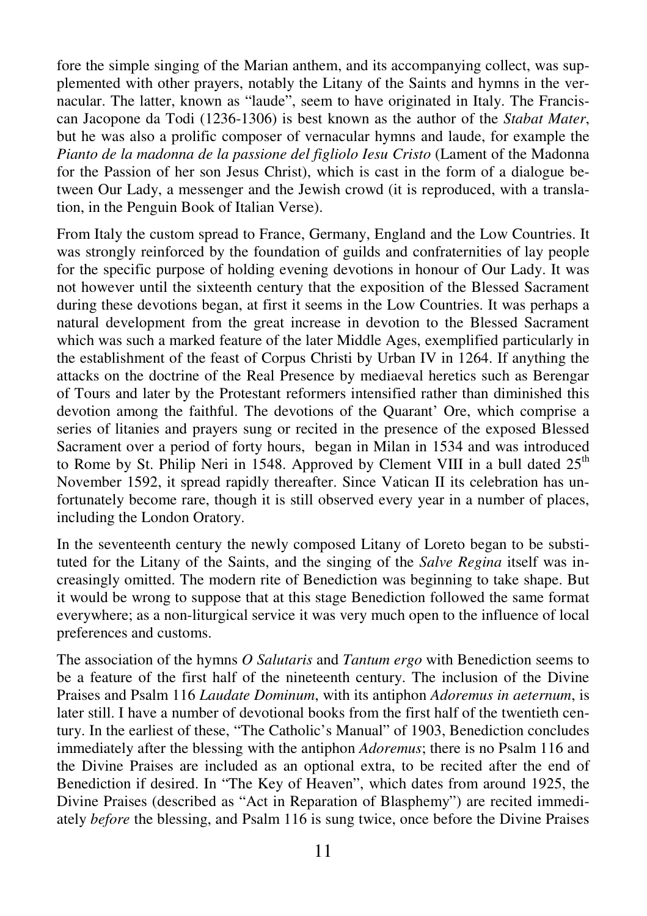fore the simple singing of the Marian anthem, and its accompanying collect, was supplemented with other prayers, notably the Litany of the Saints and hymns in the vernacular. The latter, known as "laude", seem to have originated in Italy. The Franciscan Jacopone da Todi (1236-1306) is best known as the author of the *Stabat Mater*, but he was also a prolific composer of vernacular hymns and laude, for example the *Pianto de la madonna de la passione del figliolo Iesu Cristo* (Lament of the Madonna for the Passion of her son Jesus Christ), which is cast in the form of a dialogue between Our Lady, a messenger and the Jewish crowd (it is reproduced, with a translation, in the Penguin Book of Italian Verse).

From Italy the custom spread to France, Germany, England and the Low Countries. It was strongly reinforced by the foundation of guilds and confraternities of lay people for the specific purpose of holding evening devotions in honour of Our Lady. It was not however until the sixteenth century that the exposition of the Blessed Sacrament during these devotions began, at first it seems in the Low Countries. It was perhaps a natural development from the great increase in devotion to the Blessed Sacrament which was such a marked feature of the later Middle Ages, exemplified particularly in the establishment of the feast of Corpus Christi by Urban IV in 1264. If anything the attacks on the doctrine of the Real Presence by mediaeval heretics such as Berengar of Tours and later by the Protestant reformers intensified rather than diminished this devotion among the faithful. The devotions of the Quarant' Ore, which comprise a series of litanies and prayers sung or recited in the presence of the exposed Blessed Sacrament over a period of forty hours, began in Milan in 1534 and was introduced to Rome by St. Philip Neri in 1548. Approved by Clement VIII in a bull dated 25th November 1592, it spread rapidly thereafter. Since Vatican II its celebration has unfortunately become rare, though it is still observed every year in a number of places, including the London Oratory.

In the seventeenth century the newly composed Litany of Loreto began to be substituted for the Litany of the Saints, and the singing of the *Salve Regina* itself was increasingly omitted. The modern rite of Benediction was beginning to take shape. But it would be wrong to suppose that at this stage Benediction followed the same format everywhere; as a non-liturgical service it was very much open to the influence of local preferences and customs.

The association of the hymns *O Salutaris* and *Tantum ergo* with Benediction seems to be a feature of the first half of the nineteenth century. The inclusion of the Divine Praises and Psalm 116 *Laudate Dominum*, with its antiphon *Adoremus in aeternum*, is later still. I have a number of devotional books from the first half of the twentieth century. In the earliest of these, "The Catholic's Manual" of 1903, Benediction concludes immediately after the blessing with the antiphon *Adoremus*; there is no Psalm 116 and the Divine Praises are included as an optional extra, to be recited after the end of Benediction if desired. In "The Key of Heaven", which dates from around 1925, the Divine Praises (described as "Act in Reparation of Blasphemy") are recited immediately *before* the blessing, and Psalm 116 is sung twice, once before the Divine Praises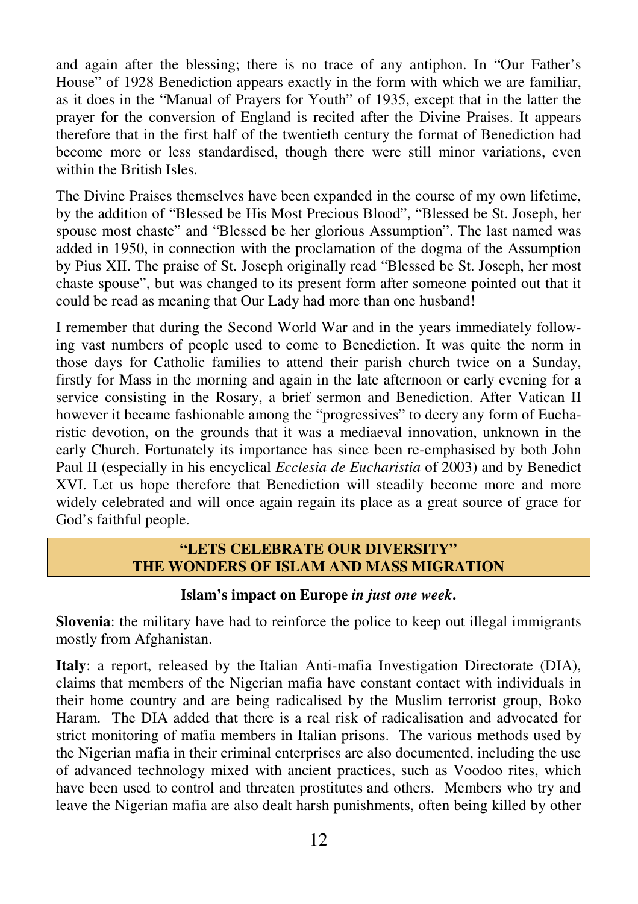and again after the blessing; there is no trace of any antiphon. In "Our Father's House" of 1928 Benediction appears exactly in the form with which we are familiar, as it does in the "Manual of Prayers for Youth" of 1935, except that in the latter the prayer for the conversion of England is recited after the Divine Praises. It appears therefore that in the first half of the twentieth century the format of Benediction had become more or less standardised, though there were still minor variations, even within the British Isles.

The Divine Praises themselves have been expanded in the course of my own lifetime, by the addition of "Blessed be His Most Precious Blood", "Blessed be St. Joseph, her spouse most chaste" and "Blessed be her glorious Assumption". The last named was added in 1950, in connection with the proclamation of the dogma of the Assumption by Pius XII. The praise of St. Joseph originally read "Blessed be St. Joseph, her most chaste spouse", but was changed to its present form after someone pointed out that it could be read as meaning that Our Lady had more than one husband!

I remember that during the Second World War and in the years immediately following vast numbers of people used to come to Benediction. It was quite the norm in those days for Catholic families to attend their parish church twice on a Sunday, firstly for Mass in the morning and again in the late afternoon or early evening for a service consisting in the Rosary, a brief sermon and Benediction. After Vatican II however it became fashionable among the "progressives" to decry any form of Eucharistic devotion, on the grounds that it was a mediaeval innovation, unknown in the early Church. Fortunately its importance has since been re-emphasised by both John Paul II (especially in his encyclical *Ecclesia de Eucharistia* of 2003) and by Benedict XVI. Let us hope therefore that Benediction will steadily become more and more widely celebrated and will once again regain its place as a great source of grace for God's faithful people.

## "LETS CELEBRATE OUR DIVERSITY" THE WONDERS OF ISLAM AND MASS MIGRATION

**Islam's impact on Europe *in just one week*.**

**Slovenia**: the military have had to reinforce the police to keep out illegal immigrants mostly from Afghanistan.

**Italy**: a report, released by the Italian Anti-mafia Investigation Directorate (DIA), claims that members of the Nigerian mafia have constant contact with individuals in their home country and are being radicalised by the Muslim terrorist group, Boko Haram. The DIA added that there is a real risk of radicalisation and advocated for strict monitoring of mafia members in Italian prisons. The various methods used by the Nigerian mafia in their criminal enterprises are also documented, including the use of advanced technology mixed with ancient practices, such as Voodoo rites, which have been used to control and threaten prostitutes and others. Members who try and leave the Nigerian mafia are also dealt harsh punishments, often being killed by other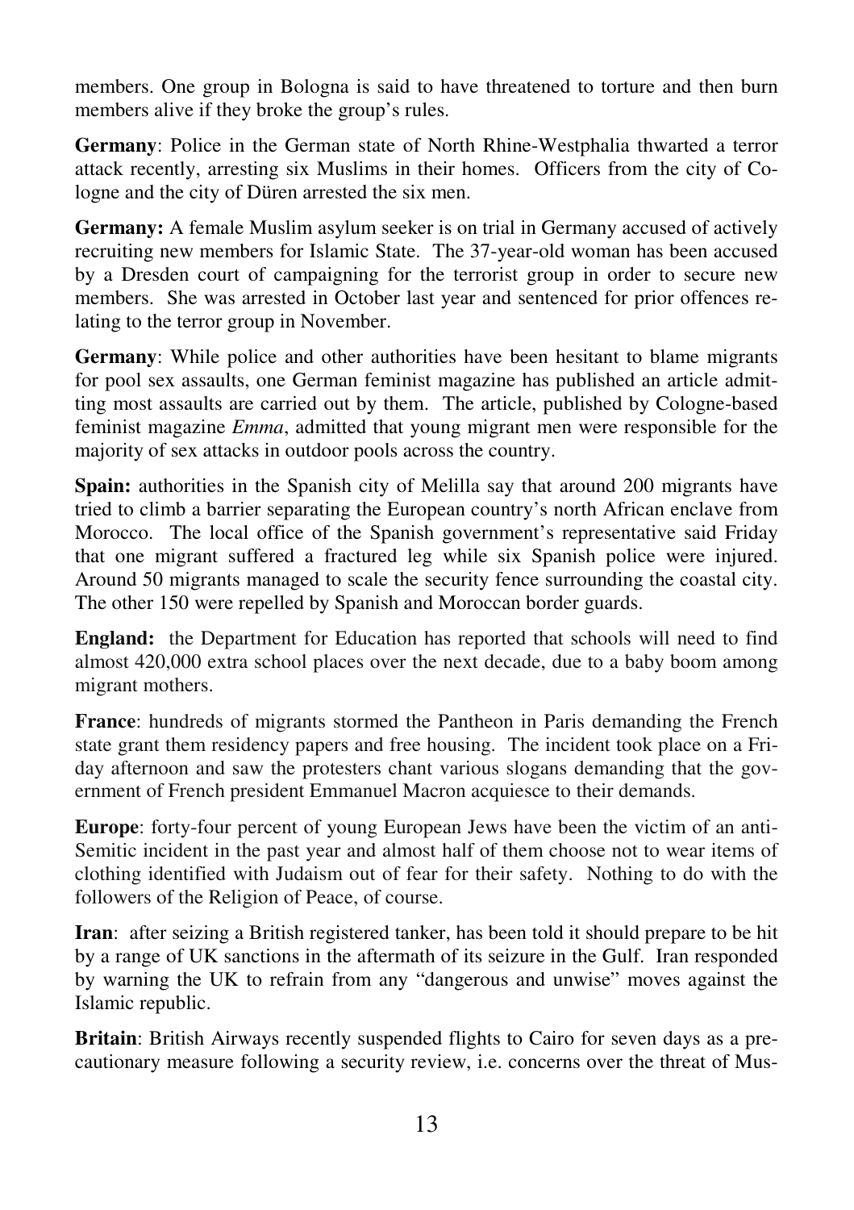members. One group in Bologna is said to have threatened to torture and then burn members alive if they broke the group's rules.

**Germany**: Police in the German state of North Rhine-Westphalia thwarted a terror attack recently, arresting six Muslims in their homes. Officers from the city of Cologne and the city of Düren arrested the six men.

**Germany:** A female Muslim asylum seeker is on trial in Germany accused of actively recruiting new members for Islamic State. The 37-year-old woman has been accused by a Dresden court of campaigning for the terrorist group in order to secure new members. She was arrested in October last year and sentenced for prior offences relating to the terror group in November.

**Germany**: While police and other authorities have been hesitant to blame migrants for pool sex assaults, one German feminist magazine has published an article admitting most assaults are carried out by them. The article, published by Cologne-based feminist magazine *Emma*, admitted that young migrant men were responsible for the majority of sex attacks in outdoor pools across the country.

**Spain:** authorities in the Spanish city of Melilla say that around 200 migrants have tried to climb a barrier separating the European country's north African enclave from Morocco. The local office of the Spanish government's representative said Friday that one migrant suffered a fractured leg while six Spanish police were injured. Around 50 migrants managed to scale the security fence surrounding the coastal city. The other 150 were repelled by Spanish and Moroccan border guards.

**England:** the Department for Education has reported that schools will need to find almost 420,000 extra school places over the next decade, due to a baby boom among migrant mothers.

**France**: hundreds of migrants stormed the Pantheon in Paris demanding the French state grant them residency papers and free housing. The incident took place on a Friday afternoon and saw the protesters chant various slogans demanding that the government of French president Emmanuel Macron acquiesce to their demands.

**Europe**: forty-four percent of young European Jews have been the victim of an anti-Semitic incident in the past year and almost half of them choose not to wear items of clothing identified with Judaism out of fear for their safety. Nothing to do with the followers of the Religion of Peace, of course.

**Iran**: after seizing a British registered tanker, has been told it should prepare to be hit by a range of UK sanctions in the aftermath of its seizure in the Gulf. Iran responded by warning the UK to refrain from any "dangerous and unwise" moves against the Islamic republic.

**Britain**: British Airways recently suspended flights to Cairo for seven days as a precautionary measure following a security review, i.e. concerns over the threat of Mus-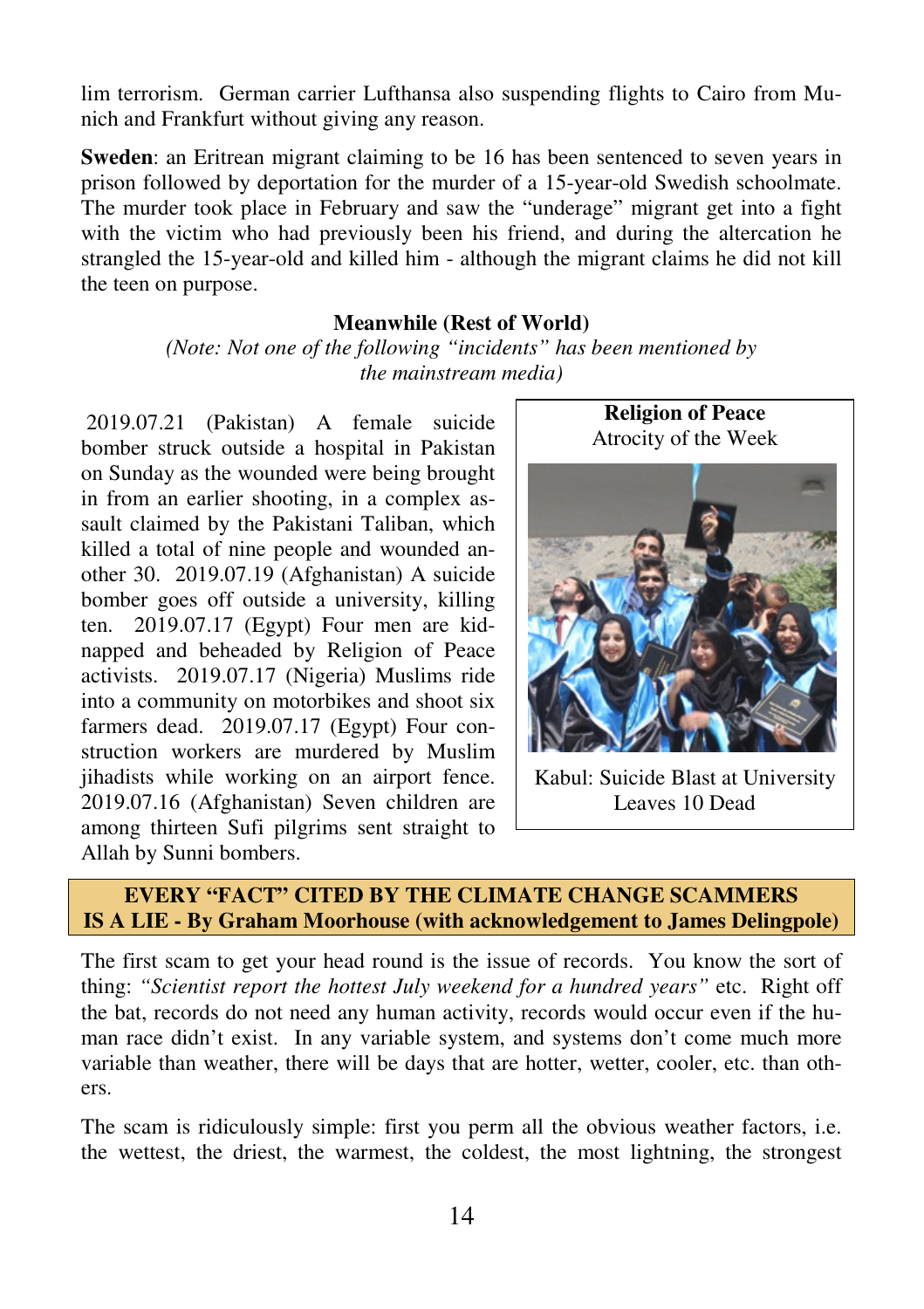lim terrorism. German carrier Lufthansa also suspending flights to Cairo from Munich and Frankfurt without giving any reason.

**Sweden**: an Eritrean migrant claiming to be 16 has been sentenced to seven years in prison followed by deportation for the murder of a 15-year-old Swedish schoolmate. The murder took place in February and saw the "underage" migrant get into a fight with the victim who had previously been his friend, and during the altercation he strangled the 15-year-old and killed him - although the migrant claims he did not kill the teen on purpose.

**Meanwhile (Rest of World)**

*(Note: Not one of the following "incidents" has been mentioned by the mainstream media)*

2019.07.21 (Pakistan) A female suicide bomber struck outside a hospital in Pakistan on Sunday as the wounded were being brought in from an earlier shooting, in a complex assault claimed by the Pakistani Taliban, which killed a total of nine people and wounded another 30. 2019.07.19 (Afghanistan) A suicide bomber goes off outside a university, killing ten. 2019.07.17 (Egypt) Four men are kidnapped and beheaded by Religion of Peace activists. 2019.07.17 (Nigeria) Muslims ride into a community on motorbikes and shoot six farmers dead. 2019.07.17 (Egypt) Four construction workers are murdered by Muslim jihadists while working on an airport fence. 2019.07.16 (Afghanistan) Seven children are among thirteen Sufi pilgrims sent straight to Allah by Sunni bombers.

**Religion of Peace**
Atrocity of the Week

Kabul: Suicide Blast at University Leaves 10 Dead

**EVERY "FACT" CITED BY THE CLIMATE CHANGE SCAMMERS IS A LIE - By Graham Moorhouse (with acknowledgement to James Delingpole)**

The first scam to get your head round is the issue of records. You know the sort of thing: *"Scientist report the hottest July weekend for a hundred years"* etc. Right off the bat, records do not need any human activity, records would occur even if the human race didn't exist. In any variable system, and systems don't come much more variable than weather, there will be days that are hotter, wetter, cooler, etc. than others.

The scam is ridiculously simple: first you perm all the obvious weather factors, i.e. the wettest, the driest, the warmest, the coldest, the most lightning, the strongest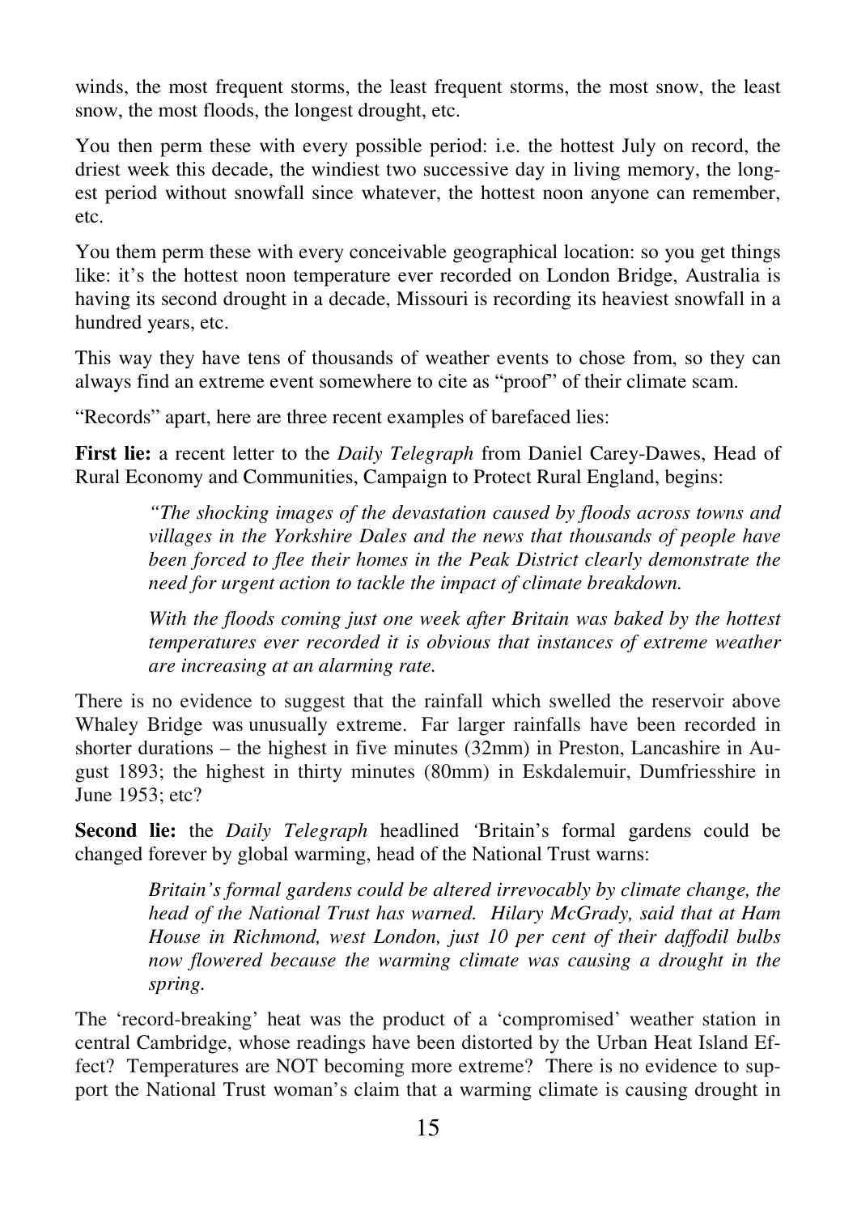winds, the most frequent storms, the least frequent storms, the most snow, the least snow, the most floods, the longest drought, etc.

You then perm these with every possible period: i.e. the hottest July on record, the driest week this decade, the windiest two successive day in living memory, the longest period without snowfall since whatever, the hottest noon anyone can remember, etc.

You them perm these with every conceivable geographical location: so you get things like: it's the hottest noon temperature ever recorded on London Bridge, Australia is having its second drought in a decade, Missouri is recording its heaviest snowfall in a hundred years, etc.

This way they have tens of thousands of weather events to chose from, so they can always find an extreme event somewhere to cite as "proof" of their climate scam.

"Records" apart, here are three recent examples of barefaced lies:

**First lie:** a recent letter to the *Daily Telegraph* from Daniel Carey-Dawes, Head of Rural Economy and Communities, Campaign to Protect Rural England, begins:

> *"The shocking images of the devastation caused by floods across towns and villages in the Yorkshire Dales and the news that thousands of people have been forced to flee their homes in the Peak District clearly demonstrate the need for urgent action to tackle the impact of climate breakdown.*
>
> *With the floods coming just one week after Britain was baked by the hottest temperatures ever recorded it is obvious that instances of extreme weather are increasing at an alarming rate.*

There is no evidence to suggest that the rainfall which swelled the reservoir above Whaley Bridge was unusually extreme. Far larger rainfalls have been recorded in shorter durations – the highest in five minutes (32mm) in Preston, Lancashire in August 1893; the highest in thirty minutes (80mm) in Eskdalemuir, Dumfriesshire in June 1953; etc?

**Second lie:** the *Daily Telegraph* headlined 'Britain's formal gardens could be changed forever by global warming, head of the National Trust warns:

> *Britain's formal gardens could be altered irrevocably by climate change, the head of the National Trust has warned. Hilary McGrady, said that at Ham House in Richmond, west London, just 10 per cent of their daffodil bulbs now flowered because the warming climate was causing a drought in the spring.*

The 'record-breaking' heat was the product of a 'compromised' weather station in central Cambridge, whose readings have been distorted by the Urban Heat Island Effect? Temperatures are NOT becoming more extreme? There is no evidence to support the National Trust woman's claim that a warming climate is causing drought in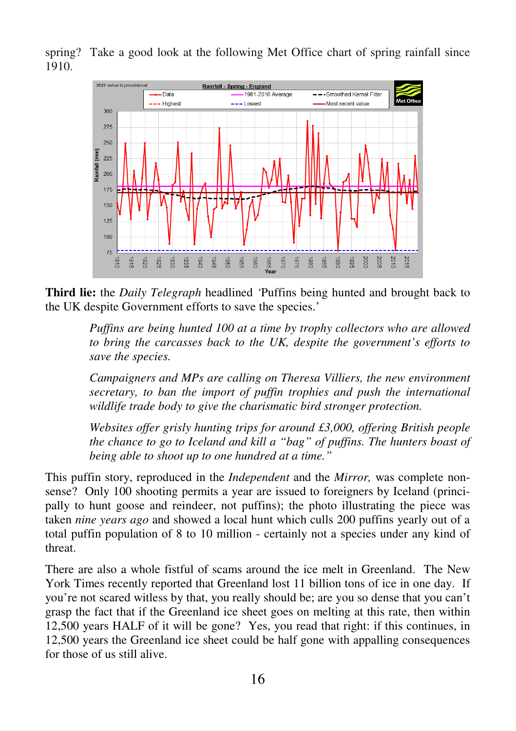spring? Take a good look at the following Met Office chart of spring rainfall since 1910.

**Third lie:** the *Daily Telegraph* headlined 'Puffins being hunted and brought back to the UK despite Government efforts to save the species.'

> *Puffins are being hunted 100 at a time by trophy collectors who are allowed to bring the carcasses back to the UK, despite the government's efforts to save the species.*
>
> *Campaigners and MPs are calling on Theresa Villiers, the new environment secretary, to ban the import of puffin trophies and push the international wildlife trade body to give the charismatic bird stronger protection.*
>
> *Websites offer grisly hunting trips for around £3,000, offering British people the chance to go to Iceland and kill a "bag" of puffins. The hunters boast of being able to shoot up to one hundred at a time."*

This puffin story, reproduced in the *Independent* and the *Mirror,* was complete nonsense? Only 100 shooting permits a year are issued to foreigners by Iceland (principally to hunt goose and reindeer, not puffins); the photo illustrating the piece was taken *nine years ago* and showed a local hunt which culls 200 puffins yearly out of a total puffin population of 8 to 10 million - certainly not a species under any kind of threat.

There are also a whole fistful of scams around the ice melt in Greenland. The New York Times recently reported that Greenland lost 11 billion tons of ice in one day. If you're not scared witless by that, you really should be; are you so dense that you can't grasp the fact that if the Greenland ice sheet goes on melting at this rate, then within 12,500 years HALF of it will be gone? Yes, you read that right: if this continues, in 12,500 years the Greenland ice sheet could be half gone with appalling consequences for those of us still alive.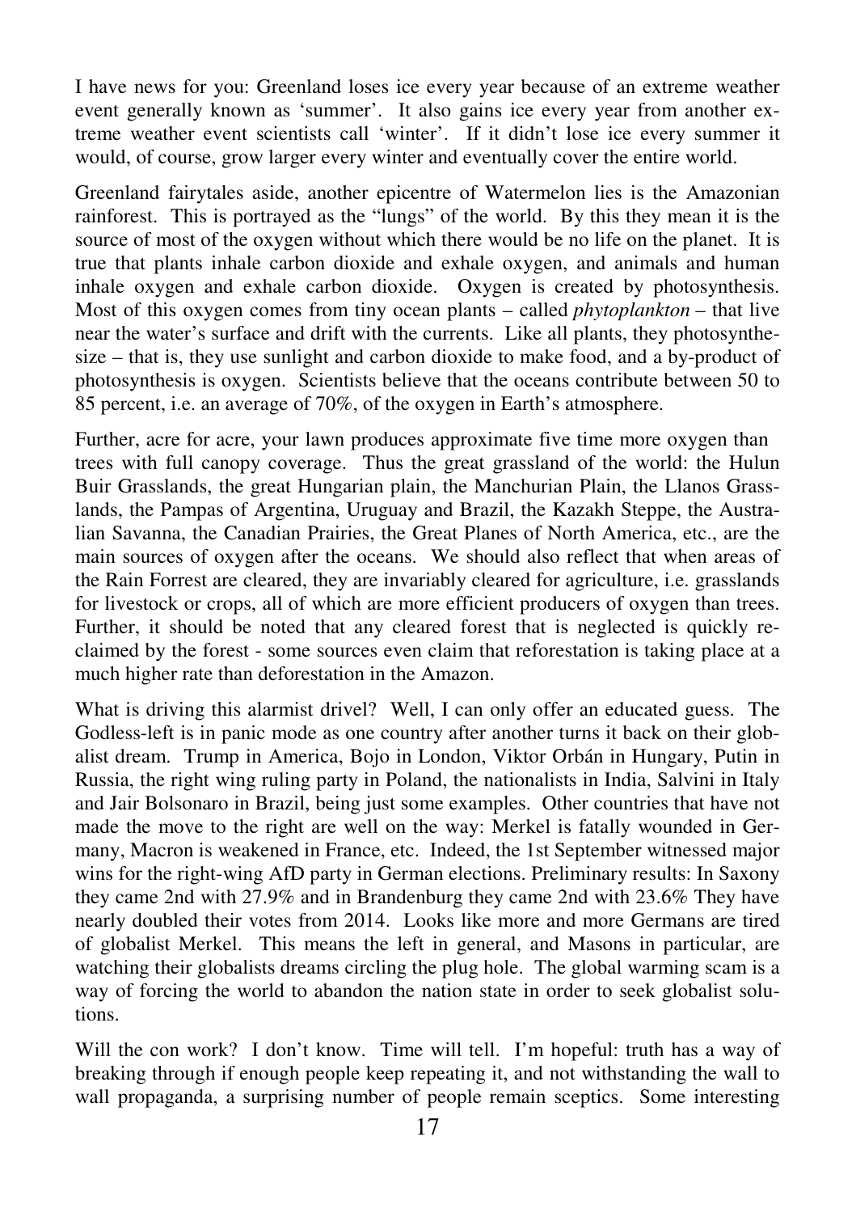I have news for you: Greenland loses ice every year because of an extreme weather event generally known as 'summer'. It also gains ice every year from another extreme weather event scientists call 'winter'. If it didn't lose ice every summer it would, of course, grow larger every winter and eventually cover the entire world.

Greenland fairytales aside, another epicentre of Watermelon lies is the Amazonian rainforest. This is portrayed as the "lungs" of the world. By this they mean it is the source of most of the oxygen without which there would be no life on the planet. It is true that plants inhale carbon dioxide and exhale oxygen, and animals and human inhale oxygen and exhale carbon dioxide. Oxygen is created by photosynthesis. Most of this oxygen comes from tiny ocean plants – called *phytoplankton* – that live near the water's surface and drift with the currents. Like all plants, they photosynthesize – that is, they use sunlight and carbon dioxide to make food, and a by-product of photosynthesis is oxygen. Scientists believe that the oceans contribute between 50 to 85 percent, i.e. an average of 70%, of the oxygen in Earth's atmosphere.

Further, acre for acre, your lawn produces approximate five time more oxygen than trees with full canopy coverage. Thus the great grassland of the world: the Hulun Buir Grasslands, the great Hungarian plain, the Manchurian Plain, the Llanos Grasslands, the Pampas of Argentina, Uruguay and Brazil, the Kazakh Steppe, the Australian Savanna, the Canadian Prairies, the Great Planes of North America, etc., are the main sources of oxygen after the oceans. We should also reflect that when areas of the Rain Forrest are cleared, they are invariably cleared for agriculture, i.e. grasslands for livestock or crops, all of which are more efficient producers of oxygen than trees. Further, it should be noted that any cleared forest that is neglected is quickly reclaimed by the forest - some sources even claim that reforestation is taking place at a much higher rate than deforestation in the Amazon.

What is driving this alarmist drivel? Well, I can only offer an educated guess. The Godless-left is in panic mode as one country after another turns it back on their globalist dream. Trump in America, Bojo in London, Viktor Orbán in Hungary, Putin in Russia, the right wing ruling party in Poland, the nationalists in India, Salvini in Italy and Jair Bolsonaro in Brazil, being just some examples. Other countries that have not made the move to the right are well on the way: Merkel is fatally wounded in Germany, Macron is weakened in France, etc. Indeed, the 1st September witnessed major wins for the right-wing AfD party in German elections. Preliminary results: In Saxony they came 2nd with 27.9% and in Brandenburg they came 2nd with 23.6% They have nearly doubled their votes from 2014. Looks like more and more Germans are tired of globalist Merkel. This means the left in general, and Masons in particular, are watching their globalists dreams circling the plug hole. The global warming scam is a way of forcing the world to abandon the nation state in order to seek globalist solutions.

Will the con work? I don't know. Time will tell. I'm hopeful: truth has a way of breaking through if enough people keep repeating it, and not withstanding the wall to wall propaganda, a surprising number of people remain sceptics. Some interesting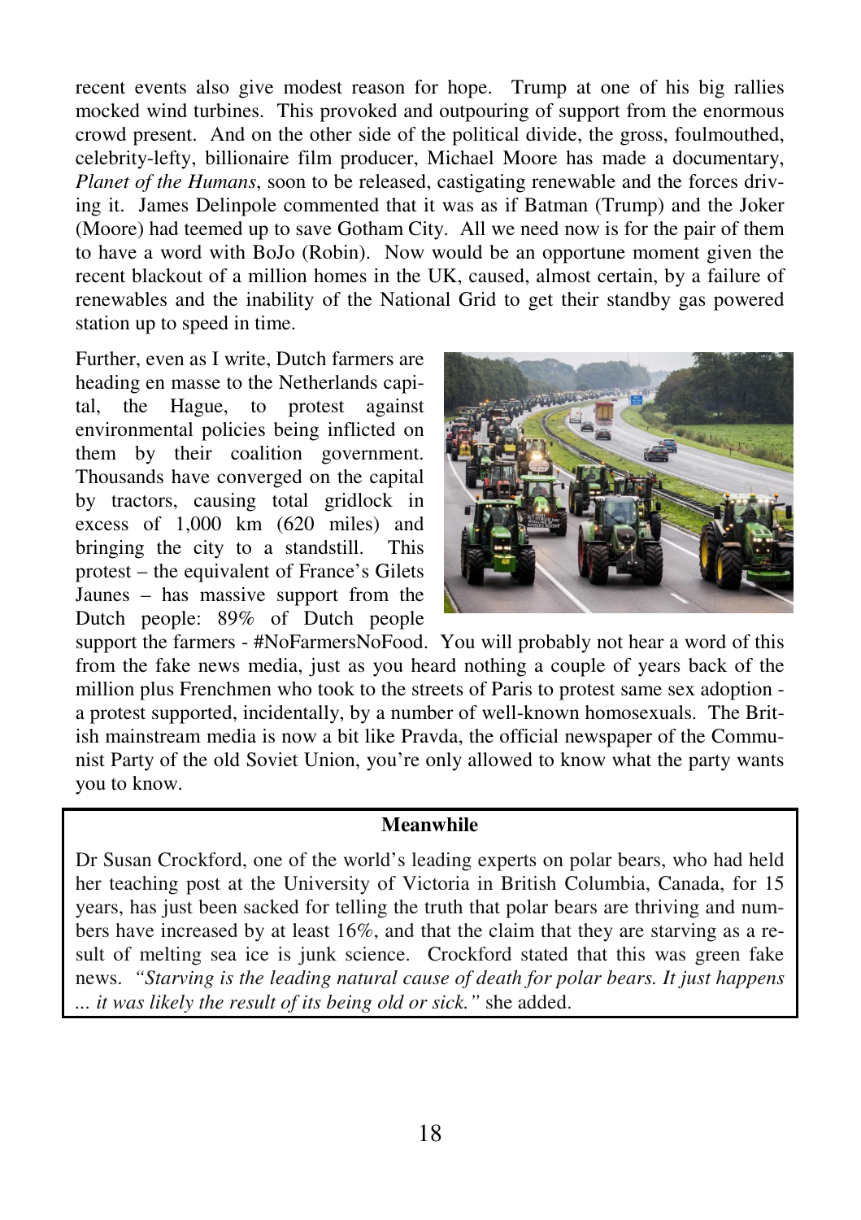recent events also give modest reason for hope. Trump at one of his big rallies mocked wind turbines. This provoked and outpouring of support from the enormous crowd present. And on the other side of the political divide, the gross, foulmouthed, celebrity-lefty, billionaire film producer, Michael Moore has made a documentary, *Planet of the Humans*, soon to be released, castigating renewable and the forces driving it. James Delinpole commented that it was as if Batman (Trump) and the Joker (Moore) had teemed up to save Gotham City. All we need now is for the pair of them to have a word with BoJo (Robin). Now would be an opportune moment given the recent blackout of a million homes in the UK, caused, almost certain, by a failure of renewables and the inability of the National Grid to get their standby gas powered station up to speed in time.

Further, even as I write, Dutch farmers are heading en masse to the Netherlands capital, the Hague, to protest against environmental policies being inflicted on them by their coalition government. Thousands have converged on the capital by tractors, causing total gridlock in excess of 1,000 km (620 miles) and bringing the city to a standstill. This protest – the equivalent of France's Gilets Jaunes – has massive support from the Dutch people: 89% of Dutch people support the farmers - #NoFarmersNoFood. You will probably not hear a word of this from the fake news media, just as you heard nothing a couple of years back of the million plus Frenchmen who took to the streets of Paris to protest same sex adoption - a protest supported, incidentally, by a number of well-known homosexuals. The British mainstream media is now a bit like Pravda, the official newspaper of the Communist Party of the old Soviet Union, you're only allowed to know what the party wants you to know.

**Meanwhile**

Dr Susan Crockford, one of the world's leading experts on polar bears, who had held her teaching post at the University of Victoria in British Columbia, Canada, for 15 years, has just been sacked for telling the truth that polar bears are thriving and numbers have increased by at least 16%, and that the claim that they are starving as a result of melting sea ice is junk science. Crockford stated that this was green fake news. *"Starving is the leading natural cause of death for polar bears. It just happens ... it was likely the result of its being old or sick."* she added.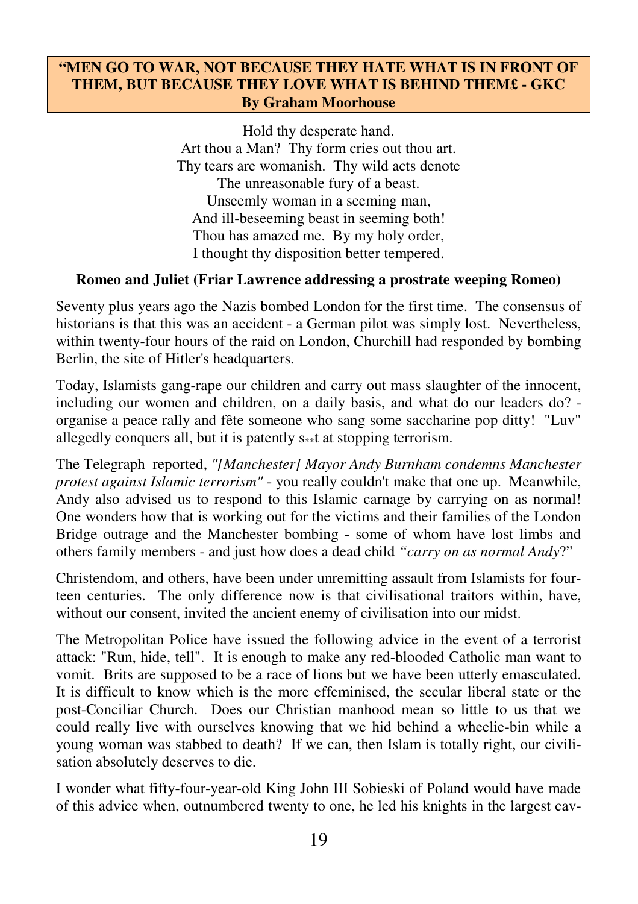## "MEN GO TO WAR, NOT BECAUSE THEY HATE WHAT IS IN FRONT OF THEM, BUT BECAUSE THEY LOVE WHAT IS BEHIND THEM£ - GKC
**By Graham Moorhouse**

Hold thy desperate hand.
Art thou a Man? Thy form cries out thou art.
Thy tears are womanish. Thy wild acts denote
The unreasonable fury of a beast.
Unseemly woman in a seeming man,
And ill-beseeming beast in seeming both!
Thou has amazed me. By my holy order,
I thought thy disposition better tempered.

**Romeo and Juliet (Friar Lawrence addressing a prostrate weeping Romeo)**

Seventy plus years ago the Nazis bombed London for the first time. The consensus of historians is that this was an accident - a German pilot was simply lost. Nevertheless, within twenty-four hours of the raid on London, Churchill had responded by bombing Berlin, the site of Hitler's headquarters.

Today, Islamists gang-rape our children and carry out mass slaughter of the innocent, including our women and children, on a daily basis, and what do our leaders do? - organise a peace rally and fête someone who sang some saccharine pop ditty! "Luv" allegedly conquers all, but it is patently s**t at stopping terrorism.

The Telegraph reported, *"[Manchester] Mayor Andy Burnham condemns Manchester protest against Islamic terrorism"* - you really couldn't make that one up. Meanwhile, Andy also advised us to respond to this Islamic carnage by carrying on as normal! One wonders how that is working out for the victims and their families of the London Bridge outrage and the Manchester bombing - some of whom have lost limbs and others family members - and just how does a dead child *"carry on as normal Andy*?"

Christendom, and others, have been under unremitting assault from Islamists for fourteen centuries. The only difference now is that civilisational traitors within, have, without our consent, invited the ancient enemy of civilisation into our midst.

The Metropolitan Police have issued the following advice in the event of a terrorist attack: "Run, hide, tell". It is enough to make any red-blooded Catholic man want to vomit. Brits are supposed to be a race of lions but we have been utterly emasculated. It is difficult to know which is the more effeminised, the secular liberal state or the post-Conciliar Church. Does our Christian manhood mean so little to us that we could really live with ourselves knowing that we hid behind a wheelie-bin while a young woman was stabbed to death? If we can, then Islam is totally right, our civilisation absolutely deserves to die.

I wonder what fifty-four-year-old King John III Sobieski of Poland would have made of this advice when, outnumbered twenty to one, he led his knights in the largest cav-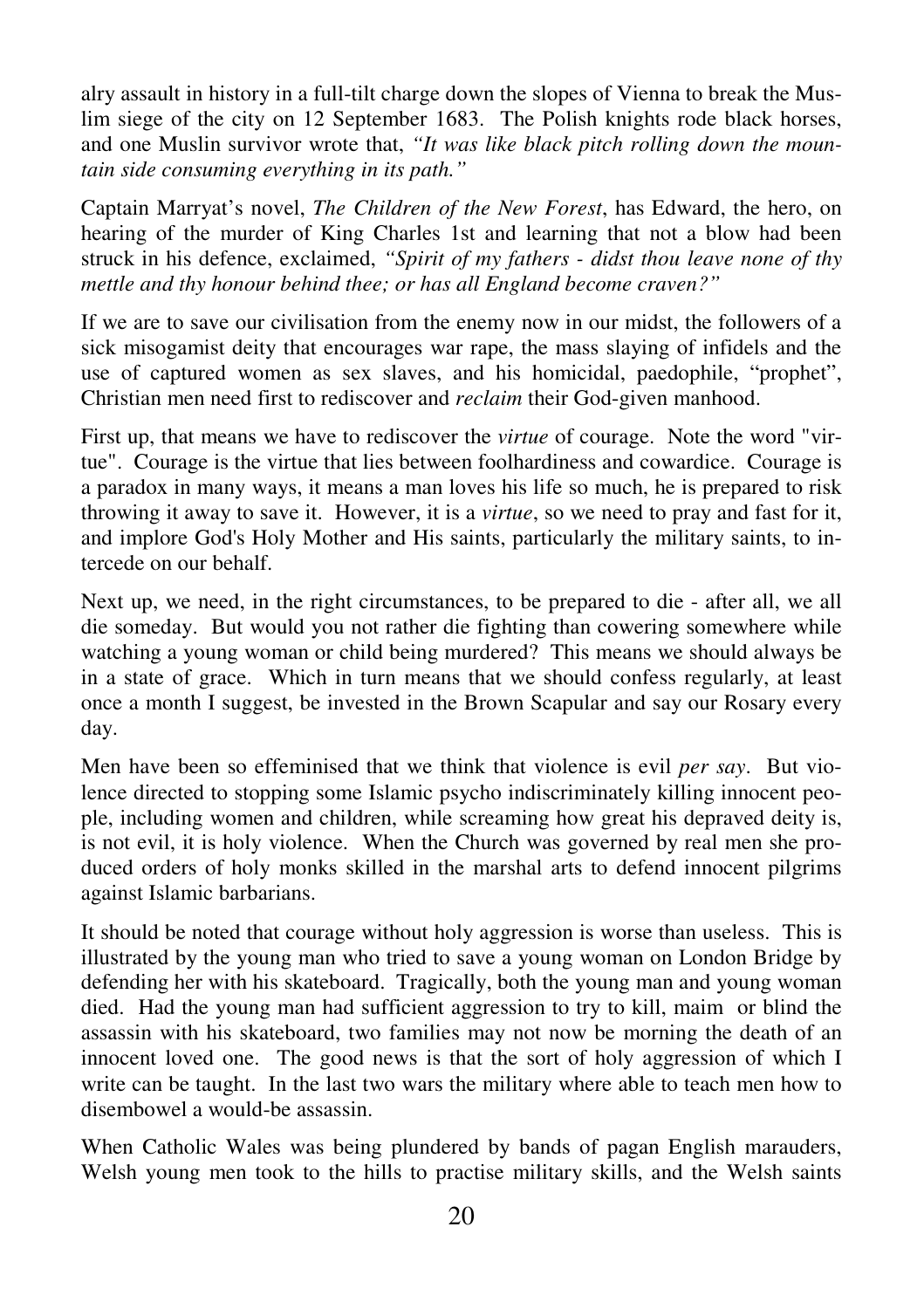alry assault in history in a full-tilt charge down the slopes of Vienna to break the Muslim siege of the city on 12 September 1683. The Polish knights rode black horses, and one Muslin survivor wrote that, *"It was like black pitch rolling down the mountain side consuming everything in its path."*

Captain Marryat's novel, *The Children of the New Forest*, has Edward, the hero, on hearing of the murder of King Charles 1st and learning that not a blow had been struck in his defence, exclaimed, *"Spirit of my fathers - didst thou leave none of thy mettle and thy honour behind thee; or has all England become craven?"*

If we are to save our civilisation from the enemy now in our midst, the followers of a sick misogamist deity that encourages war rape, the mass slaying of infidels and the use of captured women as sex slaves, and his homicidal, paedophile, "prophet", Christian men need first to rediscover and *reclaim* their God-given manhood.

First up, that means we have to rediscover the *virtue* of courage. Note the word "virtue". Courage is the virtue that lies between foolhardiness and cowardice. Courage is a paradox in many ways, it means a man loves his life so much, he is prepared to risk throwing it away to save it. However, it is a *virtue*, so we need to pray and fast for it, and implore God's Holy Mother and His saints, particularly the military saints, to intercede on our behalf.

Next up, we need, in the right circumstances, to be prepared to die - after all, we all die someday. But would you not rather die fighting than cowering somewhere while watching a young woman or child being murdered? This means we should always be in a state of grace. Which in turn means that we should confess regularly, at least once a month I suggest, be invested in the Brown Scapular and say our Rosary every day.

Men have been so effeminised that we think that violence is evil *per say*. But violence directed to stopping some Islamic psycho indiscriminately killing innocent people, including women and children, while screaming how great his depraved deity is, is not evil, it is holy violence. When the Church was governed by real men she produced orders of holy monks skilled in the marshal arts to defend innocent pilgrims against Islamic barbarians.

It should be noted that courage without holy aggression is worse than useless. This is illustrated by the young man who tried to save a young woman on London Bridge by defending her with his skateboard. Tragically, both the young man and young woman died. Had the young man had sufficient aggression to try to kill, maim or blind the assassin with his skateboard, two families may not now be morning the death of an innocent loved one. The good news is that the sort of holy aggression of which I write can be taught. In the last two wars the military where able to teach men how to disembowel a would-be assassin.

When Catholic Wales was being plundered by bands of pagan English marauders, Welsh young men took to the hills to practise military skills, and the Welsh saints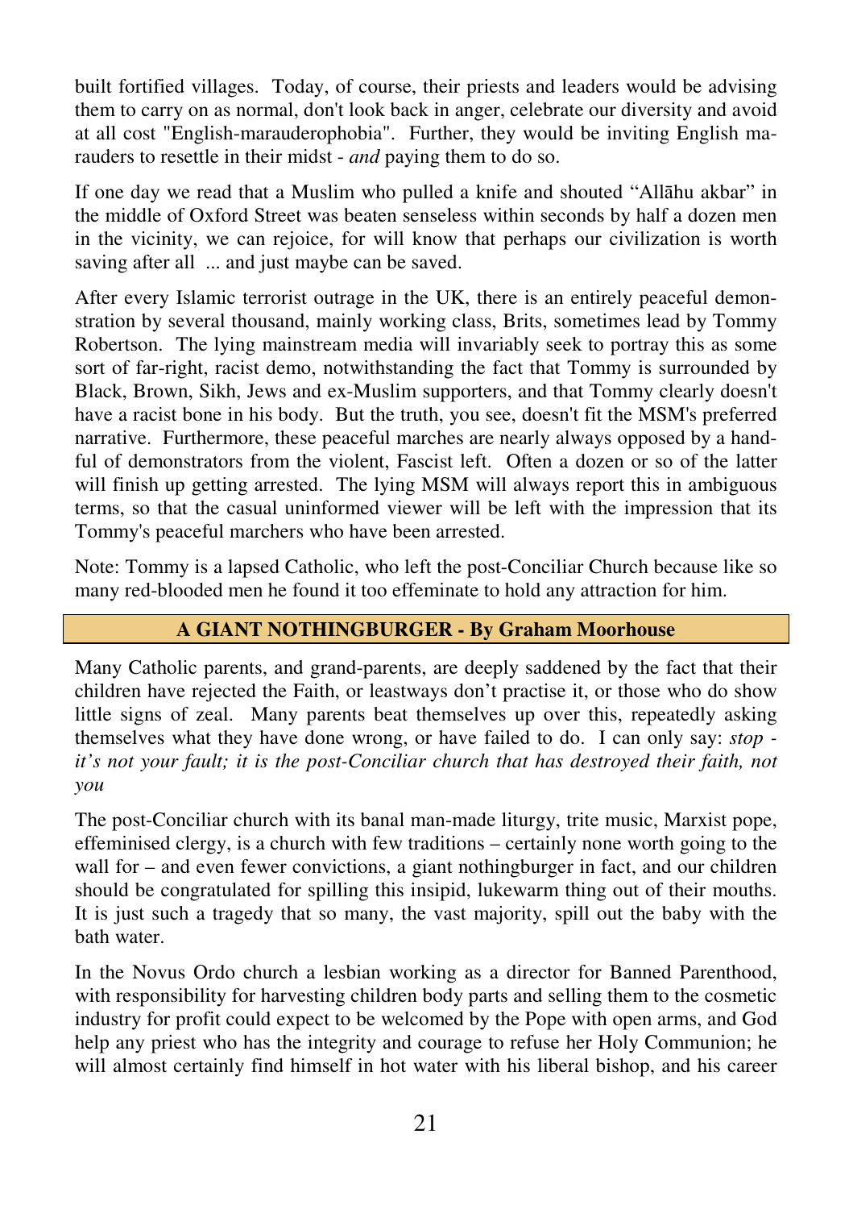built fortified villages. Today, of course, their priests and leaders would be advising them to carry on as normal, don't look back in anger, celebrate our diversity and avoid at all cost "English-marauderophobia". Further, they would be inviting English marauders to resettle in their midst - *and* paying them to do so.

If one day we read that a Muslim who pulled a knife and shouted "Allāhu akbar" in the middle of Oxford Street was beaten senseless within seconds by half a dozen men in the vicinity, we can rejoice, for will know that perhaps our civilization is worth saving after all ... and just maybe can be saved.

After every Islamic terrorist outrage in the UK, there is an entirely peaceful demonstration by several thousand, mainly working class, Brits, sometimes lead by Tommy Robertson. The lying mainstream media will invariably seek to portray this as some sort of far-right, racist demo, notwithstanding the fact that Tommy is surrounded by Black, Brown, Sikh, Jews and ex-Muslim supporters, and that Tommy clearly doesn't have a racist bone in his body. But the truth, you see, doesn't fit the MSM's preferred narrative. Furthermore, these peaceful marches are nearly always opposed by a handful of demonstrators from the violent, Fascist left. Often a dozen or so of the latter will finish up getting arrested. The lying MSM will always report this in ambiguous terms, so that the casual uninformed viewer will be left with the impression that its Tommy's peaceful marchers who have been arrested.

Note: Tommy is a lapsed Catholic, who left the post-Conciliar Church because like so many red-blooded men he found it too effeminate to hold any attraction for him.

## A GIANT NOTHINGBURGER - By Graham Moorhouse

Many Catholic parents, and grand-parents, are deeply saddened by the fact that their children have rejected the Faith, or leastways don't practise it, or those who do show little signs of zeal. Many parents beat themselves up over this, repeatedly asking themselves what they have done wrong, or have failed to do. I can only say: *stop - it's not your fault; it is the post-Conciliar church that has destroyed their faith, not you*

The post-Conciliar church with its banal man-made liturgy, trite music, Marxist pope, effeminised clergy, is a church with few traditions – certainly none worth going to the wall for – and even fewer convictions, a giant nothingburger in fact, and our children should be congratulated for spilling this insipid, lukewarm thing out of their mouths. It is just such a tragedy that so many, the vast majority, spill out the baby with the bath water.

In the Novus Ordo church a lesbian working as a director for Banned Parenthood, with responsibility for harvesting children body parts and selling them to the cosmetic industry for profit could expect to be welcomed by the Pope with open arms, and God help any priest who has the integrity and courage to refuse her Holy Communion; he will almost certainly find himself in hot water with his liberal bishop, and his career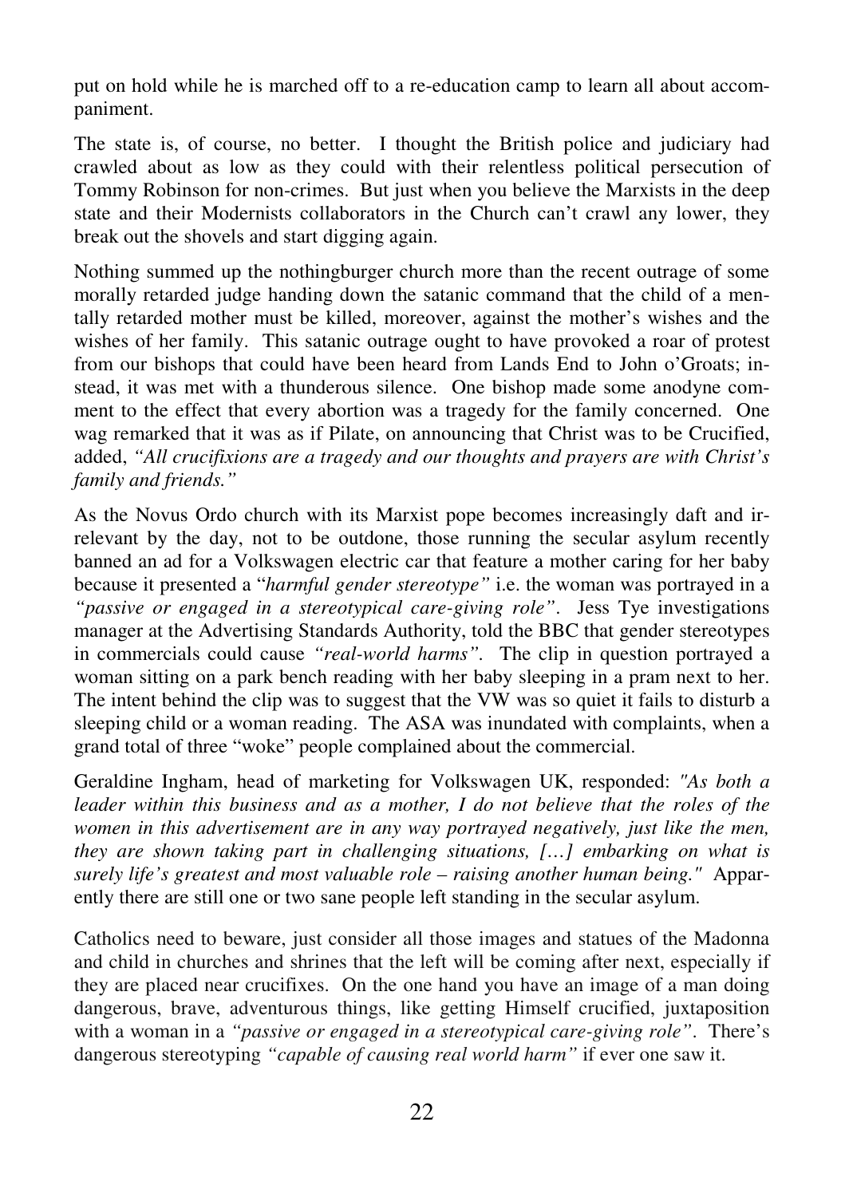put on hold while he is marched off to a re-education camp to learn all about accompaniment.

The state is, of course, no better. I thought the British police and judiciary had crawled about as low as they could with their relentless political persecution of Tommy Robinson for non-crimes. But just when you believe the Marxists in the deep state and their Modernists collaborators in the Church can't crawl any lower, they break out the shovels and start digging again.

Nothing summed up the nothingburger church more than the recent outrage of some morally retarded judge handing down the satanic command that the child of a mentally retarded mother must be killed, moreover, against the mother's wishes and the wishes of her family. This satanic outrage ought to have provoked a roar of protest from our bishops that could have been heard from Lands End to John o'Groats; instead, it was met with a thunderous silence. One bishop made some anodyne comment to the effect that every abortion was a tragedy for the family concerned. One wag remarked that it was as if Pilate, on announcing that Christ was to be Crucified, added, *"All crucifixions are a tragedy and our thoughts and prayers are with Christ's family and friends."*

As the Novus Ordo church with its Marxist pope becomes increasingly daft and irrelevant by the day, not to be outdone, those running the secular asylum recently banned an ad for a Volkswagen electric car that feature a mother caring for her baby because it presented a "*harmful gender stereotype"* i.e. the woman was portrayed in a *"passive or engaged in a stereotypical care-giving role"*. Jess Tye investigations manager at the Advertising Standards Authority, told the BBC that gender stereotypes in commercials could cause *"real-world harms"*. The clip in question portrayed a woman sitting on a park bench reading with her baby sleeping in a pram next to her. The intent behind the clip was to suggest that the VW was so quiet it fails to disturb a sleeping child or a woman reading. The ASA was inundated with complaints, when a grand total of three "woke" people complained about the commercial.

Geraldine Ingham, head of marketing for Volkswagen UK, responded: *"As both a leader within this business and as a mother, I do not believe that the roles of the women in this advertisement are in any way portrayed negatively, just like the men, they are shown taking part in challenging situations, […] embarking on what is surely life's greatest and most valuable role – raising another human being."* Apparently there are still one or two sane people left standing in the secular asylum.

Catholics need to beware, just consider all those images and statues of the Madonna and child in churches and shrines that the left will be coming after next, especially if they are placed near crucifixes. On the one hand you have an image of a man doing dangerous, brave, adventurous things, like getting Himself crucified, juxtaposition with a woman in a *"passive or engaged in a stereotypical care-giving role"*. There's dangerous stereotyping *"capable of causing real world harm"* if ever one saw it.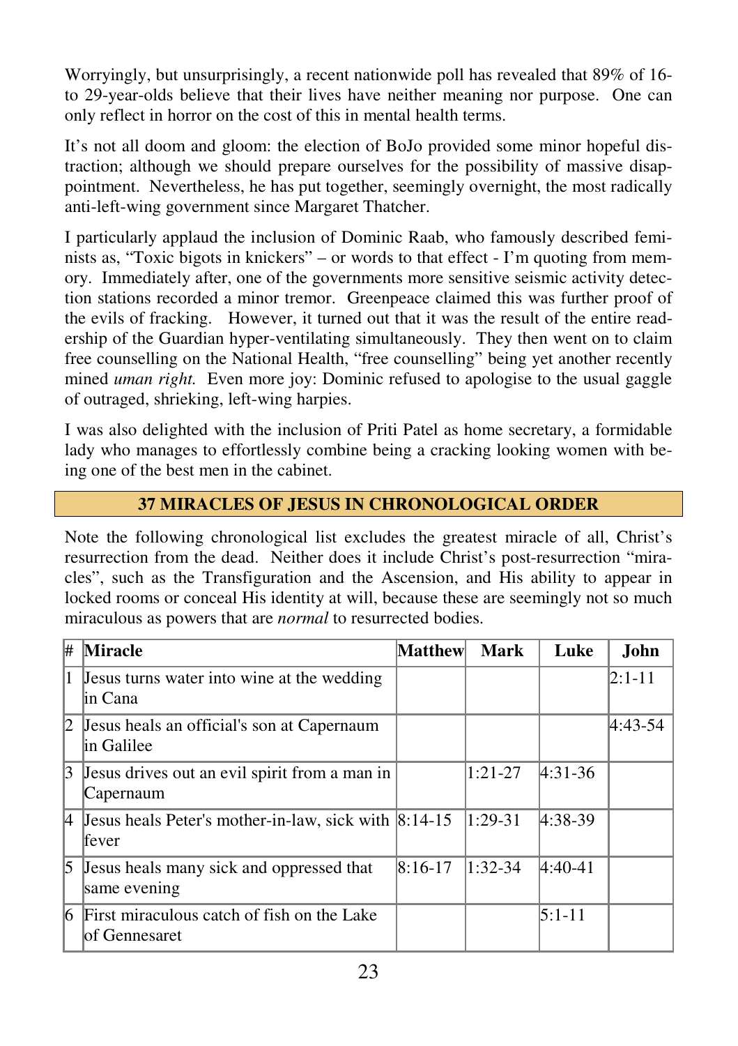Worryingly, but unsurprisingly, a recent nationwide poll has revealed that 89% of 16-to 29-year-olds believe that their lives have neither meaning nor purpose. One can only reflect in horror on the cost of this in mental health terms.

It's not all doom and gloom: the election of BoJo provided some minor hopeful distraction; although we should prepare ourselves for the possibility of massive disappointment. Nevertheless, he has put together, seemingly overnight, the most radically anti-left-wing government since Margaret Thatcher.

I particularly applaud the inclusion of Dominic Raab, who famously described feminists as, "Toxic bigots in knickers" – or words to that effect - I'm quoting from memory. Immediately after, one of the governments more sensitive seismic activity detection stations recorded a minor tremor. Greenpeace claimed this was further proof of the evils of fracking. However, it turned out that it was the result of the entire readership of the Guardian hyper-ventilating simultaneously. They then went on to claim free counselling on the National Health, "free counselling" being yet another recently mined *uman right.* Even more joy: Dominic refused to apologise to the usual gaggle of outraged, shrieking, left-wing harpies.

I was also delighted with the inclusion of Priti Patel as home secretary, a formidable lady who manages to effortlessly combine being a cracking looking women with being one of the best men in the cabinet.

## 37 MIRACLES OF JESUS IN CHRONOLOGICAL ORDER

Note the following chronological list excludes the greatest miracle of all, Christ's resurrection from the dead. Neither does it include Christ's post-resurrection "miracles", such as the Transfiguration and the Ascension, and His ability to appear in locked rooms or conceal His identity at will, because these are seemingly not so much miraculous as powers that are *normal* to resurrected bodies.

| # | Miracle | Matthew | Mark | Luke | John |
|---|---|---|---|---|---|
| 1 | Jesus turns water into wine at the wedding in Cana | | | | 2:1-11 |
| 2 | Jesus heals an official's son at Capernaum in Galilee | | | | 4:43-54 |
| 3 | Jesus drives out an evil spirit from a man in Capernaum | | 1:21-27 | 4:31-36 | |
| 4 | Jesus heals Peter's mother-in-law, sick with fever | 8:14-15 | 1:29-31 | 4:38-39 | |
| 5 | Jesus heals many sick and oppressed that same evening | 8:16-17 | 1:32-34 | 4:40-41 | |
| 6 | First miraculous catch of fish on the Lake of Gennesaret | | | 5:1-11 | |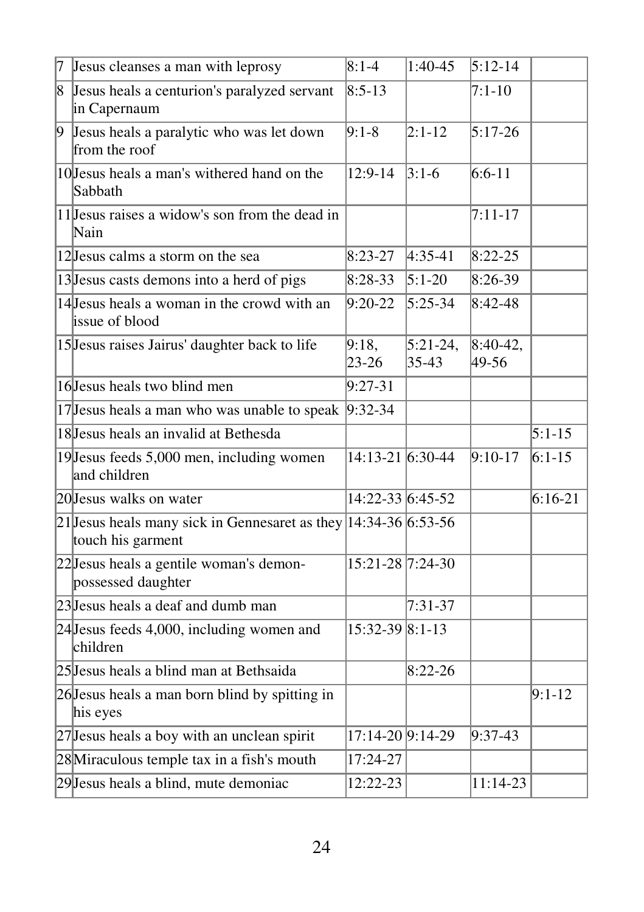| | | | | | |
|---|---|---|---|---|---|
| 7 | Jesus cleanses a man with leprosy | 8:1-4 | 1:40-45 | 5:12-14 | |
| 8 | Jesus heals a centurion's paralyzed servant in Capernaum | 8:5-13 | | 7:1-10 | |
| 9 | Jesus heals a paralytic who was let down from the roof | 9:1-8 | 2:1-12 | 5:17-26 | |
| 10 | Jesus heals a man's withered hand on the Sabbath | 12:9-14 | 3:1-6 | 6:6-11 | |
| 11 | Jesus raises a widow's son from the dead in Nain | | | 7:11-17 | |
| 12 | Jesus calms a storm on the sea | 8:23-27 | 4:35-41 | 8:22-25 | |
| 13 | Jesus casts demons into a herd of pigs | 8:28-33 | 5:1-20 | 8:26-39 | |
| 14 | Jesus heals a woman in the crowd with an issue of blood | 9:20-22 | 5:25-34 | 8:42-48 | |
| 15 | Jesus raises Jairus' daughter back to life | 9:18, 23-26 | 5:21-24, 35-43 | 8:40-42, 49-56 | |
| 16 | Jesus heals two blind men | 9:27-31 | | | |
| 17 | Jesus heals a man who was unable to speak | 9:32-34 | | | |
| 18 | Jesus heals an invalid at Bethesda | | | | 5:1-15 |
| 19 | Jesus feeds 5,000 men, including women and children | 14:13-21 | 6:30-44 | 9:10-17 | 6:1-15 |
| 20 | Jesus walks on water | 14:22-33 | 6:45-52 | | 6:16-21 |
| 21 | Jesus heals many sick in Gennesaret as they touch his garment | 14:34-36 | 6:53-56 | | |
| 22 | Jesus heals a gentile woman's demon-possessed daughter | 15:21-28 | 7:24-30 | | |
| 23 | Jesus heals a deaf and dumb man | | 7:31-37 | | |
| 24 | Jesus feeds 4,000, including women and children | 15:32-39 | 8:1-13 | | |
| 25 | Jesus heals a blind man at Bethsaida | | 8:22-26 | | |
| 26 | Jesus heals a man born blind by spitting in his eyes | | | | 9:1-12 |
| 27 | Jesus heals a boy with an unclean spirit | 17:14-20 | 9:14-29 | 9:37-43 | |
| 28 | Miraculous temple tax in a fish's mouth | 17:24-27 | | | |
| 29 | Jesus heals a blind, mute demoniac | 12:22-23 | | 11:14-23 | |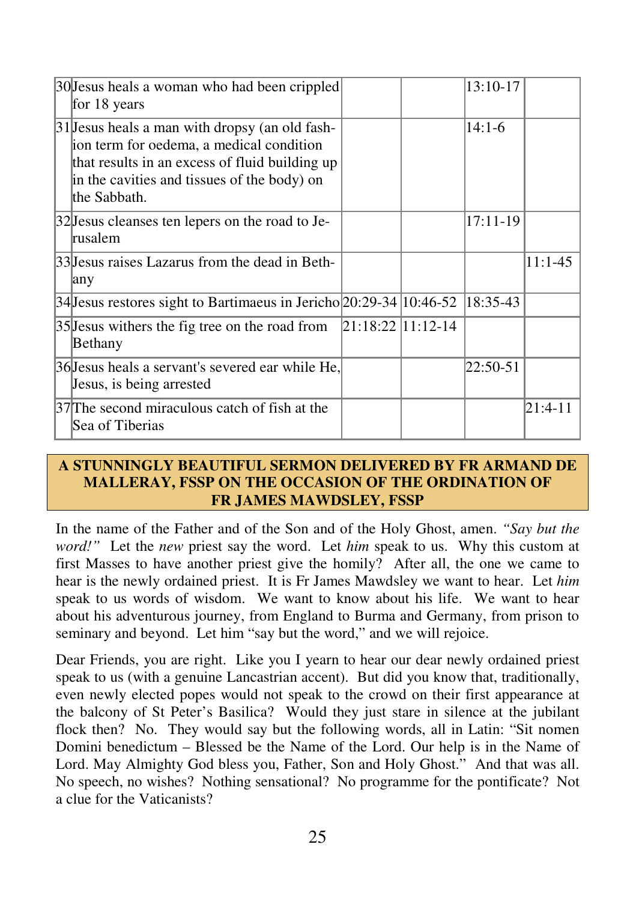| | | | | | |
|---|---|---|---|---|---|
| 30 | Jesus heals a woman who had been crippled for 18 years | | | 13:10-17 | |
| 31 | Jesus heals a man with dropsy (an old fashion term for oedema, a medical condition that results in an excess of fluid building up in the cavities and tissues of the body) on the Sabbath. | | | 14:1-6 | |
| 32 | Jesus cleanses ten lepers on the road to Jerusalem | | | 17:11-19 | |
| 33 | Jesus raises Lazarus from the dead in Bethany | | | | 11:1-45 |
| 34 | Jesus restores sight to Bartimaeus in Jericho | 20:29-34 | 10:46-52 | 18:35-43 | |
| 35 | Jesus withers the fig tree on the road from Bethany | 21:18:22 | 11:12-14 | | |
| 36 | Jesus heals a servant's severed ear while He, Jesus, is being arrested | | | 22:50-51 | |
| 37 | The second miraculous catch of fish at the Sea of Tiberias | | | | 21:4-11 |

## A STUNNINGLY BEAUTIFUL SERMON DELIVERED BY FR ARMAND DE MALLERAY, FSSP ON THE OCCASION OF THE ORDINATION OF FR JAMES MAWDSLEY, FSSP

In the name of the Father and of the Son and of the Holy Ghost, amen. *"Say but the word!"* Let the *new* priest say the word. Let *him* speak to us. Why this custom at first Masses to have another priest give the homily? After all, the one we came to hear is the newly ordained priest. It is Fr James Mawdsley we want to hear. Let *him* speak to us words of wisdom. We want to know about his life. We want to hear about his adventurous journey, from England to Burma and Germany, from prison to seminary and beyond. Let him "say but the word," and we will rejoice.

Dear Friends, you are right. Like you I yearn to hear our dear newly ordained priest speak to us (with a genuine Lancastrian accent). But did you know that, traditionally, even newly elected popes would not speak to the crowd on their first appearance at the balcony of St Peter's Basilica? Would they just stare in silence at the jubilant flock then? No. They would say but the following words, all in Latin: "Sit nomen Domini benedictum – Blessed be the Name of the Lord. Our help is in the Name of Lord. May Almighty God bless you, Father, Son and Holy Ghost." And that was all. No speech, no wishes? Nothing sensational? No programme for the pontificate? Not a clue for the Vaticanists?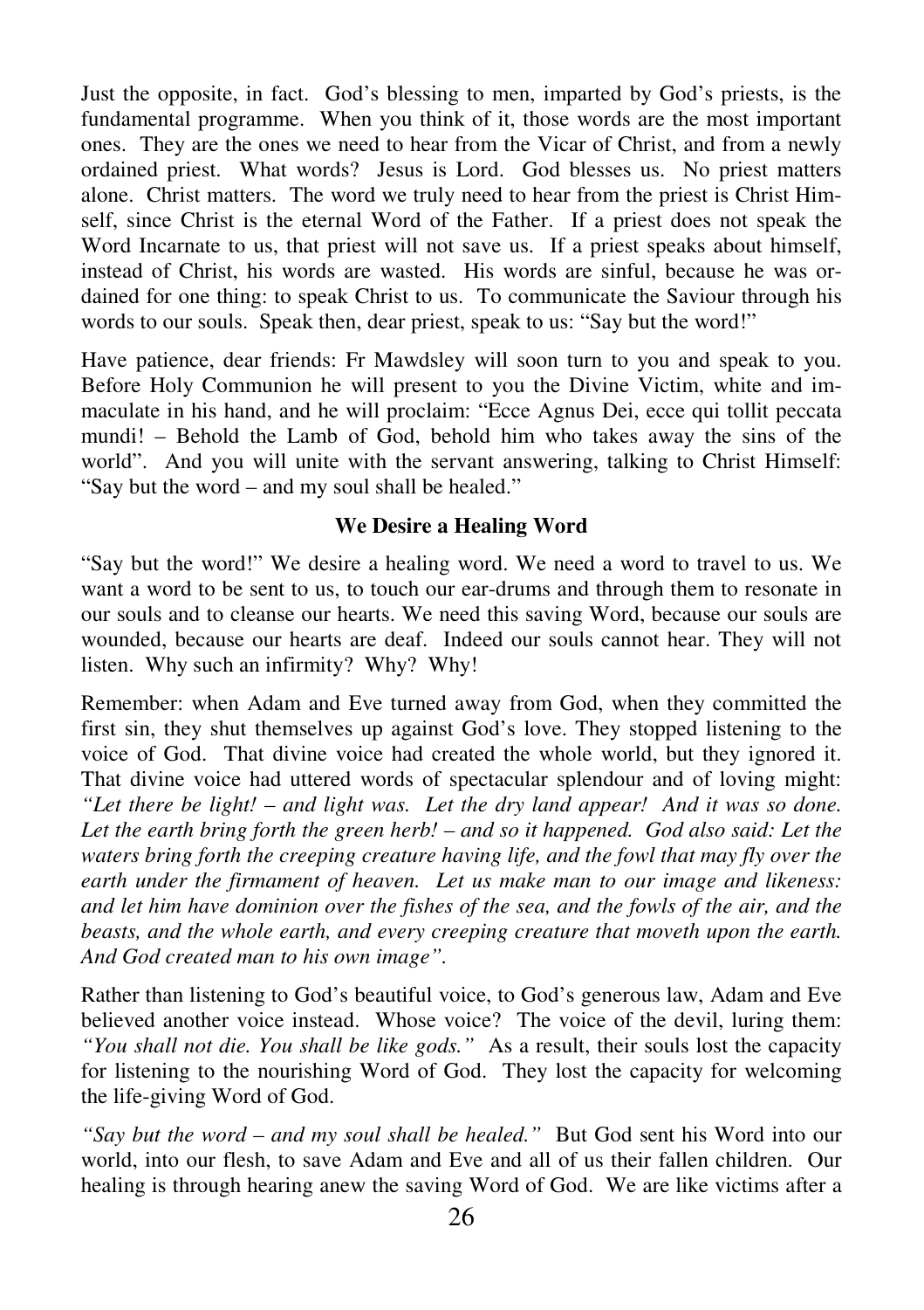Just the opposite, in fact. God's blessing to men, imparted by God's priests, is the fundamental programme. When you think of it, those words are the most important ones. They are the ones we need to hear from the Vicar of Christ, and from a newly ordained priest. What words? Jesus is Lord. God blesses us. No priest matters alone. Christ matters. The word we truly need to hear from the priest is Christ Himself, since Christ is the eternal Word of the Father. If a priest does not speak the Word Incarnate to us, that priest will not save us. If a priest speaks about himself, instead of Christ, his words are wasted. His words are sinful, because he was ordained for one thing: to speak Christ to us. To communicate the Saviour through his words to our souls. Speak then, dear priest, speak to us: "Say but the word!"

Have patience, dear friends: Fr Mawdsley will soon turn to you and speak to you. Before Holy Communion he will present to you the Divine Victim, white and immaculate in his hand, and he will proclaim: "Ecce Agnus Dei, ecce qui tollit peccata mundi! – Behold the Lamb of God, behold him who takes away the sins of the world". And you will unite with the servant answering, talking to Christ Himself: "Say but the word – and my soul shall be healed."

### We Desire a Healing Word

"Say but the word!" We desire a healing word. We need a word to travel to us. We want a word to be sent to us, to touch our ear-drums and through them to resonate in our souls and to cleanse our hearts. We need this saving Word, because our souls are wounded, because our hearts are deaf. Indeed our souls cannot hear. They will not listen. Why such an infirmity? Why? Why!

Remember: when Adam and Eve turned away from God, when they committed the first sin, they shut themselves up against God's love. They stopped listening to the voice of God. That divine voice had created the whole world, but they ignored it. That divine voice had uttered words of spectacular splendour and of loving might: *"Let there be light! – and light was. Let the dry land appear! And it was so done. Let the earth bring forth the green herb! – and so it happened. God also said: Let the waters bring forth the creeping creature having life, and the fowl that may fly over the earth under the firmament of heaven. Let us make man to our image and likeness: and let him have dominion over the fishes of the sea, and the fowls of the air, and the beasts, and the whole earth, and every creeping creature that moveth upon the earth. And God created man to his own image".*

Rather than listening to God's beautiful voice, to God's generous law, Adam and Eve believed another voice instead. Whose voice? The voice of the devil, luring them: *"You shall not die. You shall be like gods."* As a result, their souls lost the capacity for listening to the nourishing Word of God. They lost the capacity for welcoming the life-giving Word of God.

*"Say but the word – and my soul shall be healed."* But God sent his Word into our world, into our flesh, to save Adam and Eve and all of us their fallen children. Our healing is through hearing anew the saving Word of God. We are like victims after a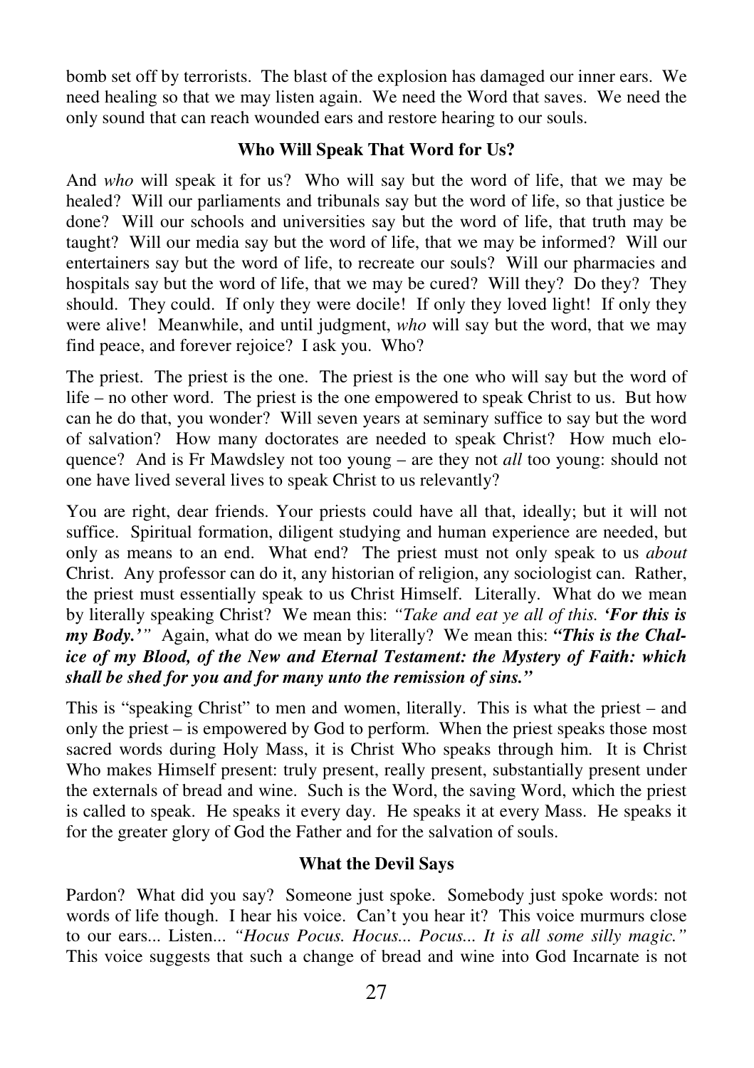bomb set off by terrorists. The blast of the explosion has damaged our inner ears. We need healing so that we may listen again. We need the Word that saves. We need the only sound that can reach wounded ears and restore hearing to our souls.

### Who Will Speak That Word for Us?

And *who* will speak it for us? Who will say but the word of life, that we may be healed? Will our parliaments and tribunals say but the word of life, so that justice be done? Will our schools and universities say but the word of life, that truth may be taught? Will our media say but the word of life, that we may be informed? Will our entertainers say but the word of life, to recreate our souls? Will our pharmacies and hospitals say but the word of life, that we may be cured? Will they? Do they? They should. They could. If only they were docile! If only they loved light! If only they were alive! Meanwhile, and until judgment, *who* will say but the word, that we may find peace, and forever rejoice? I ask you. Who?

The priest. The priest is the one. The priest is the one who will say but the word of life – no other word. The priest is the one empowered to speak Christ to us. But how can he do that, you wonder? Will seven years at seminary suffice to say but the word of salvation? How many doctorates are needed to speak Christ? How much eloquence? And is Fr Mawdsley not too young – are they not *all* too young: should not one have lived several lives to speak Christ to us relevantly?

You are right, dear friends. Your priests could have all that, ideally; but it will not suffice. Spiritual formation, diligent studying and human experience are needed, but only as means to an end. What end? The priest must not only speak to us *about* Christ. Any professor can do it, any historian of religion, any sociologist can. Rather, the priest must essentially speak to us Christ Himself. Literally. What do we mean by literally speaking Christ? We mean this: *"Take and eat ye all of this. **'For this is my Body.'**"* Again, what do we mean by literally? We mean this: ***"This is the Chalice of my Blood, of the New and Eternal Testament: the Mystery of Faith: which shall be shed for you and for many unto the remission of sins."***

This is "speaking Christ" to men and women, literally. This is what the priest – and only the priest – is empowered by God to perform. When the priest speaks those most sacred words during Holy Mass, it is Christ Who speaks through him. It is Christ Who makes Himself present: truly present, really present, substantially present under the externals of bread and wine. Such is the Word, the saving Word, which the priest is called to speak. He speaks it every day. He speaks it at every Mass. He speaks it for the greater glory of God the Father and for the salvation of souls.

### What the Devil Says

Pardon? What did you say? Someone just spoke. Somebody just spoke words: not words of life though. I hear his voice. Can't you hear it? This voice murmurs close to our ears... Listen... *"Hocus Pocus. Hocus... Pocus... It is all some silly magic."* This voice suggests that such a change of bread and wine into God Incarnate is not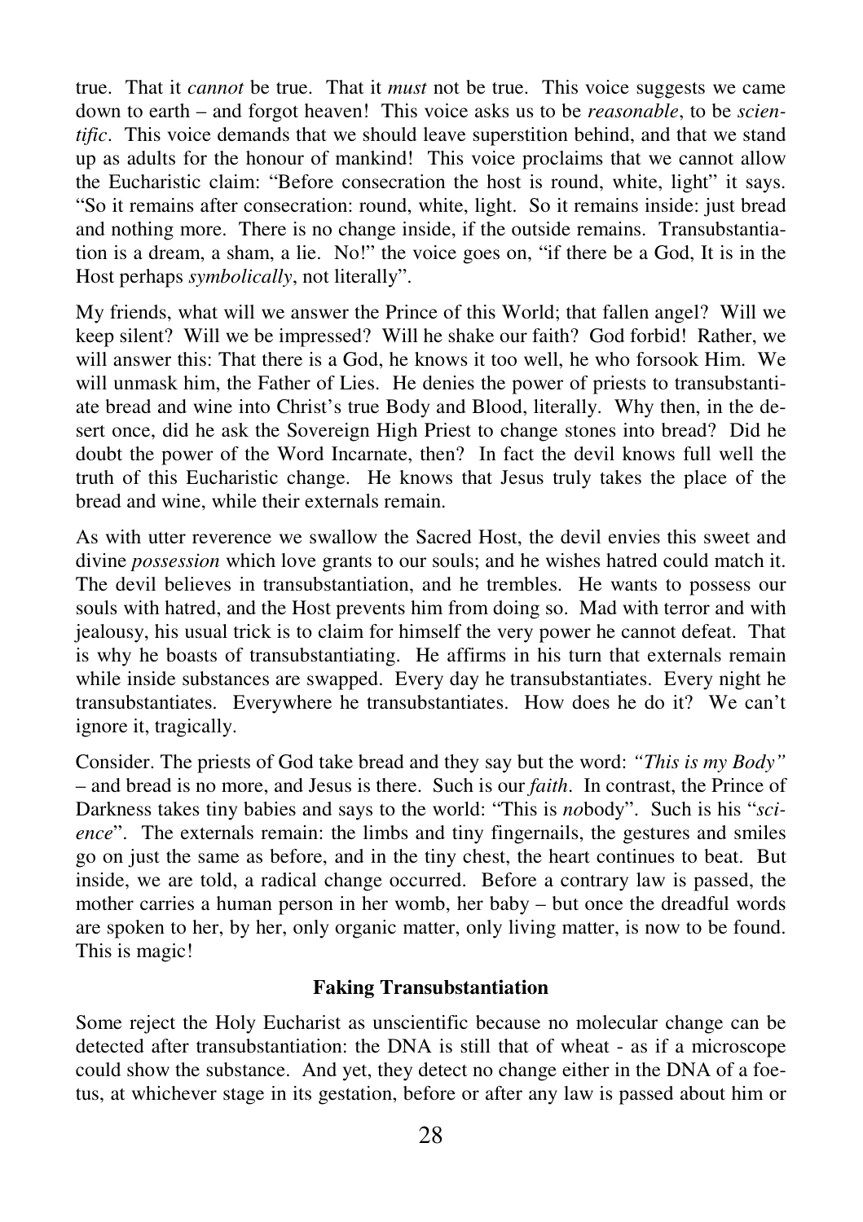true. That it *cannot* be true. That it *must* not be true. This voice suggests we came down to earth – and forgot heaven! This voice asks us to be *reasonable*, to be *scientific*. This voice demands that we should leave superstition behind, and that we stand up as adults for the honour of mankind! This voice proclaims that we cannot allow the Eucharistic claim: "Before consecration the host is round, white, light" it says. "So it remains after consecration: round, white, light. So it remains inside: just bread and nothing more. There is no change inside, if the outside remains. Transubstantiation is a dream, a sham, a lie. No!" the voice goes on, "if there be a God, It is in the Host perhaps *symbolically*, not literally".

My friends, what will we answer the Prince of this World; that fallen angel? Will we keep silent? Will we be impressed? Will he shake our faith? God forbid! Rather, we will answer this: That there is a God, he knows it too well, he who forsook Him. We will unmask him, the Father of Lies. He denies the power of priests to transubstantiate bread and wine into Christ's true Body and Blood, literally. Why then, in the desert once, did he ask the Sovereign High Priest to change stones into bread? Did he doubt the power of the Word Incarnate, then? In fact the devil knows full well the truth of this Eucharistic change. He knows that Jesus truly takes the place of the bread and wine, while their externals remain.

As with utter reverence we swallow the Sacred Host, the devil envies this sweet and divine *possession* which love grants to our souls; and he wishes hatred could match it. The devil believes in transubstantiation, and he trembles. He wants to possess our souls with hatred, and the Host prevents him from doing so. Mad with terror and with jealousy, his usual trick is to claim for himself the very power he cannot defeat. That is why he boasts of transubstantiating. He affirms in his turn that externals remain while inside substances are swapped. Every day he transubstantiates. Every night he transubstantiates. Everywhere he transubstantiates. How does he do it? We can't ignore it, tragically.

Consider. The priests of God take bread and they say but the word: *"This is my Body"* – and bread is no more, and Jesus is there. Such is our *faith*. In contrast, the Prince of Darkness takes tiny babies and says to the world: "This is *no*body". Such is his "*science*". The externals remain: the limbs and tiny fingernails, the gestures and smiles go on just the same as before, and in the tiny chest, the heart continues to beat. But inside, we are told, a radical change occurred. Before a contrary law is passed, the mother carries a human person in her womb, her baby – but once the dreadful words are spoken to her, by her, only organic matter, only living matter, is now to be found. This is magic!

### Faking Transubstantiation

Some reject the Holy Eucharist as unscientific because no molecular change can be detected after transubstantiation: the DNA is still that of wheat - as if a microscope could show the substance. And yet, they detect no change either in the DNA of a foetus, at whichever stage in its gestation, before or after any law is passed about him or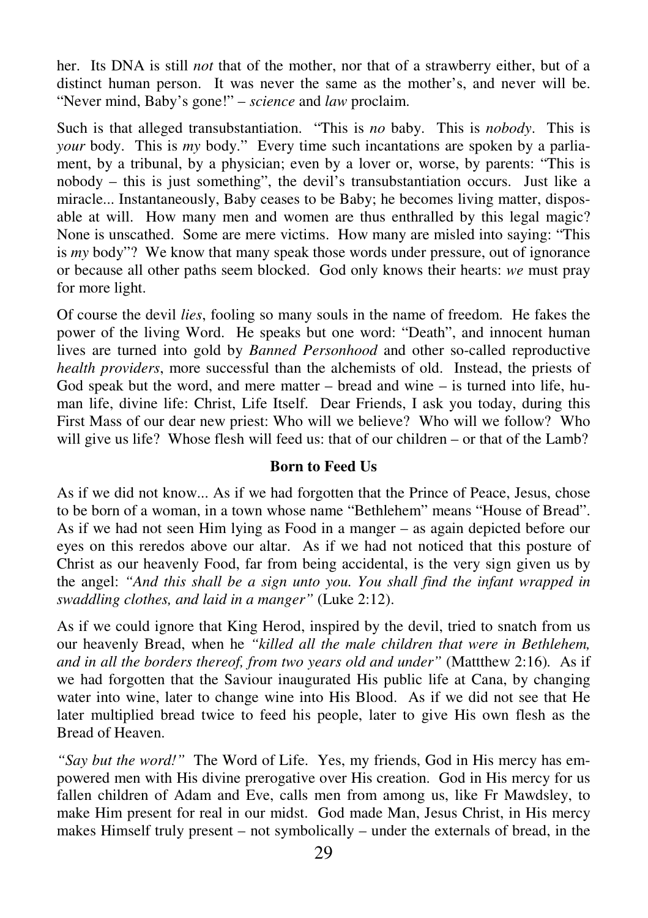her. Its DNA is still *not* that of the mother, nor that of a strawberry either, but of a distinct human person. It was never the same as the mother's, and never will be. "Never mind, Baby's gone!" – *science* and *law* proclaim.

Such is that alleged transubstantiation. "This is *no* baby. This is *nobody*. This is *your* body. This is *my* body." Every time such incantations are spoken by a parliament, by a tribunal, by a physician; even by a lover or, worse, by parents: "This is nobody – this is just something", the devil's transubstantiation occurs. Just like a miracle... Instantaneously, Baby ceases to be Baby; he becomes living matter, disposable at will. How many men and women are thus enthralled by this legal magic? None is unscathed. Some are mere victims. How many are misled into saying: "This is *my* body"? We know that many speak those words under pressure, out of ignorance or because all other paths seem blocked. God only knows their hearts: *we* must pray for more light.

Of course the devil *lies*, fooling so many souls in the name of freedom. He fakes the power of the living Word. He speaks but one word: "Death", and innocent human lives are turned into gold by *Banned Personhood* and other so-called reproductive *health providers*, more successful than the alchemists of old. Instead, the priests of God speak but the word, and mere matter – bread and wine – is turned into life, human life, divine life: Christ, Life Itself. Dear Friends, I ask you today, during this First Mass of our dear new priest: Who will we believe? Who will we follow? Who will give us life? Whose flesh will feed us: that of our children – or that of the Lamb?

### Born to Feed Us

As if we did not know... As if we had forgotten that the Prince of Peace, Jesus, chose to be born of a woman, in a town whose name "Bethlehem" means "House of Bread". As if we had not seen Him lying as Food in a manger – as again depicted before our eyes on this reredos above our altar. As if we had not noticed that this posture of Christ as our heavenly Food, far from being accidental, is the very sign given us by the angel: *"And this shall be a sign unto you. You shall find the infant wrapped in swaddling clothes, and laid in a manger"* (Luke 2:12).

As if we could ignore that King Herod, inspired by the devil, tried to snatch from us our heavenly Bread, when he *"killed all the male children that were in Bethlehem, and in all the borders thereof, from two years old and under"* (Mattthew 2:16). As if we had forgotten that the Saviour inaugurated His public life at Cana, by changing water into wine, later to change wine into His Blood. As if we did not see that He later multiplied bread twice to feed his people, later to give His own flesh as the Bread of Heaven.

*"Say but the word!"* The Word of Life. Yes, my friends, God in His mercy has empowered men with His divine prerogative over His creation. God in His mercy for us fallen children of Adam and Eve, calls men from among us, like Fr Mawdsley, to make Him present for real in our midst. God made Man, Jesus Christ, in His mercy makes Himself truly present – not symbolically – under the externals of bread, in the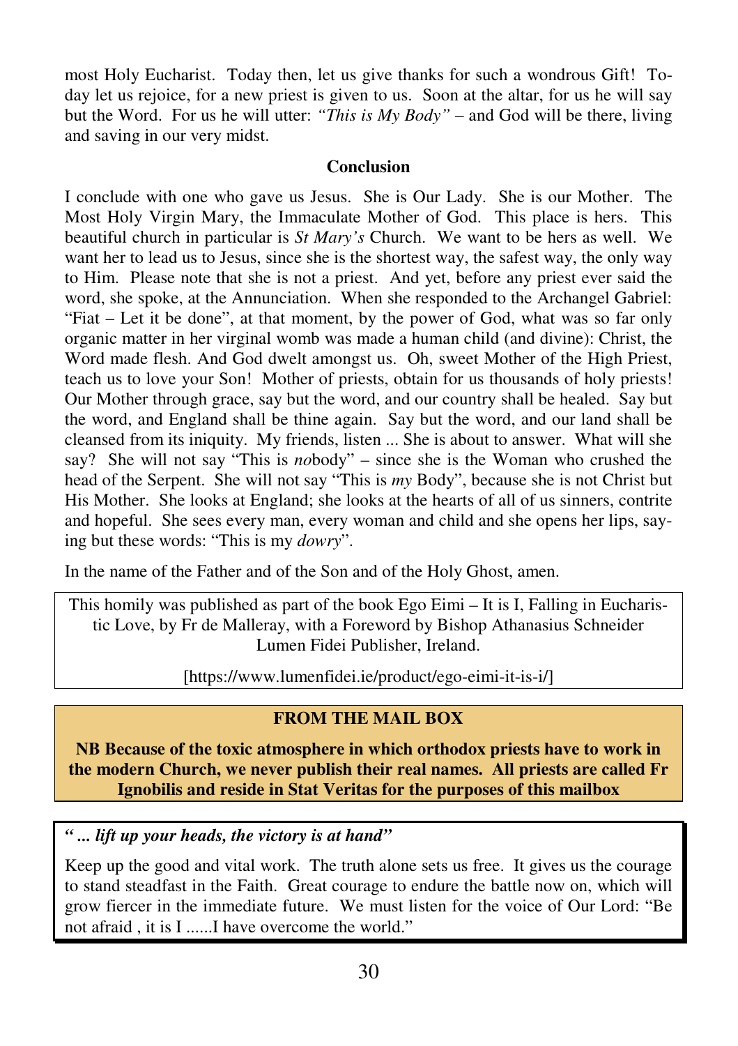most Holy Eucharist. Today then, let us give thanks for such a wondrous Gift! Today let us rejoice, for a new priest is given to us. Soon at the altar, for us he will say but the Word. For us he will utter: *"This is My Body"* – and God will be there, living and saving in our very midst.

**Conclusion**

I conclude with one who gave us Jesus. She is Our Lady. She is our Mother. The Most Holy Virgin Mary, the Immaculate Mother of God. This place is hers. This beautiful church in particular is *St Mary's* Church. We want to be hers as well. We want her to lead us to Jesus, since she is the shortest way, the safest way, the only way to Him. Please note that she is not a priest. And yet, before any priest ever said the word, she spoke, at the Annunciation. When she responded to the Archangel Gabriel: "Fiat – Let it be done", at that moment, by the power of God, what was so far only organic matter in her virginal womb was made a human child (and divine): Christ, the Word made flesh. And God dwelt amongst us. Oh, sweet Mother of the High Priest, teach us to love your Son! Mother of priests, obtain for us thousands of holy priests! Our Mother through grace, say but the word, and our country shall be healed. Say but the word, and England shall be thine again. Say but the word, and our land shall be cleansed from its iniquity. My friends, listen ... She is about to answer. What will she say? She will not say "This is *no*body" – since she is the Woman who crushed the head of the Serpent. She will not say "This is *my* Body", because she is not Christ but His Mother. She looks at England; she looks at the hearts of all of us sinners, contrite and hopeful. She sees every man, every woman and child and she opens her lips, saying but these words: "This is my *dowry*".

In the name of the Father and of the Son and of the Holy Ghost, amen.

This homily was published as part of the book Ego Eimi – It is I, Falling in Eucharistic Love, by Fr de Malleray, with a Foreword by Bishop Athanasius Schneider Lumen Fidei Publisher, Ireland.

[https://www.lumenfidei.ie/product/ego-eimi-it-is-i/]

**FROM THE MAIL BOX**

**NB Because of the toxic atmosphere in which orthodox priests have to work in the modern Church, we never publish their real names. All priests are called Fr Ignobilis and reside in Stat Veritas for the purposes of this mailbox**

***" ... lift up your heads, the victory is at hand"***

Keep up the good and vital work. The truth alone sets us free. It gives us the courage to stand steadfast in the Faith. Great courage to endure the battle now on, which will grow fiercer in the immediate future. We must listen for the voice of Our Lord: "Be not afraid , it is I ......I have overcome the world."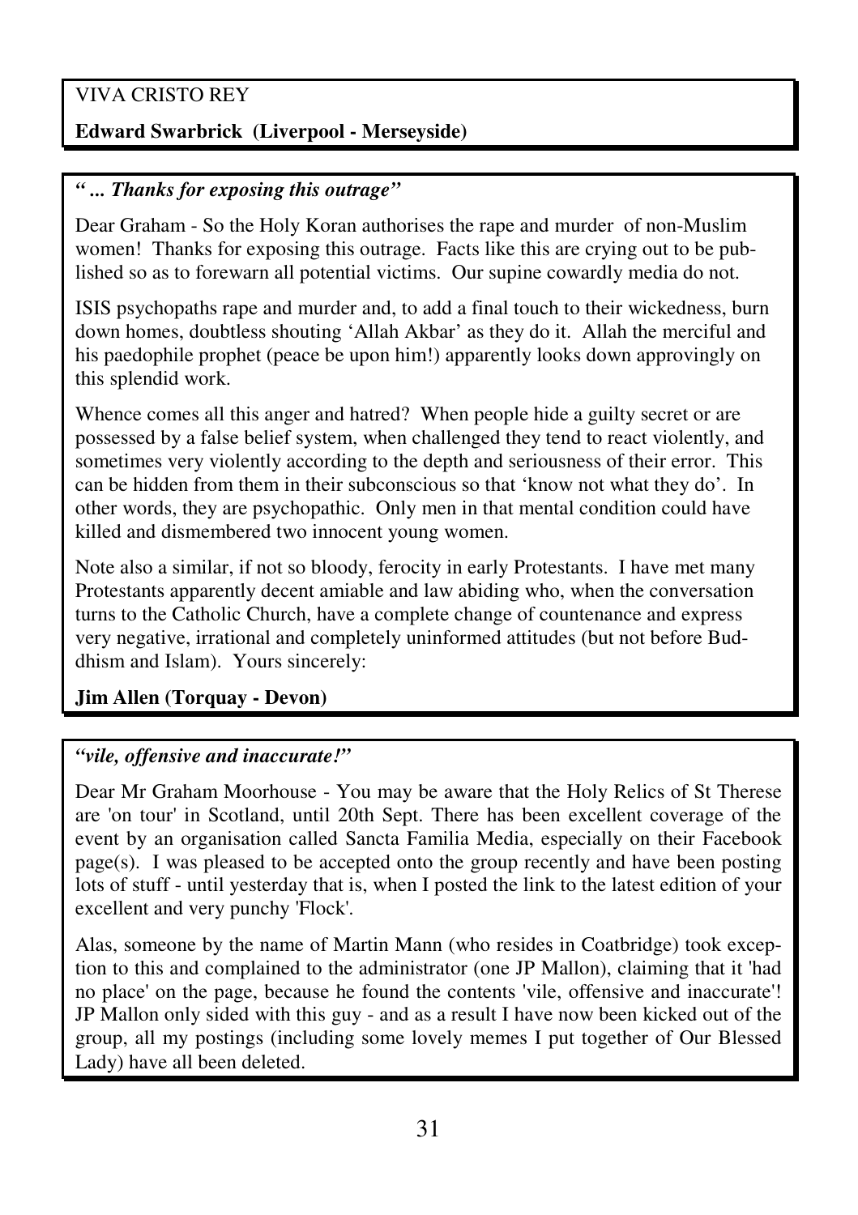VIVA CRISTO REY

**Edward Swarbrick (Liverpool - Merseyside)**

***" ... Thanks for exposing this outrage"***

Dear Graham - So the Holy Koran authorises the rape and murder of non-Muslim women! Thanks for exposing this outrage. Facts like this are crying out to be published so as to forewarn all potential victims. Our supine cowardly media do not.

ISIS psychopaths rape and murder and, to add a final touch to their wickedness, burn down homes, doubtless shouting 'Allah Akbar' as they do it. Allah the merciful and his paedophile prophet (peace be upon him!) apparently looks down approvingly on this splendid work.

Whence comes all this anger and hatred? When people hide a guilty secret or are possessed by a false belief system, when challenged they tend to react violently, and sometimes very violently according to the depth and seriousness of their error. This can be hidden from them in their subconscious so that 'know not what they do'. In other words, they are psychopathic. Only men in that mental condition could have killed and dismembered two innocent young women.

Note also a similar, if not so bloody, ferocity in early Protestants. I have met many Protestants apparently decent amiable and law abiding who, when the conversation turns to the Catholic Church, have a complete change of countenance and express very negative, irrational and completely uninformed attitudes (but not before Buddhism and Islam). Yours sincerely:

**Jim Allen (Torquay - Devon)**

***"vile, offensive and inaccurate!"***

Dear Mr Graham Moorhouse - You may be aware that the Holy Relics of St Therese are 'on tour' in Scotland, until 20th Sept. There has been excellent coverage of the event by an organisation called Sancta Familia Media, especially on their Facebook page(s). I was pleased to be accepted onto the group recently and have been posting lots of stuff - until yesterday that is, when I posted the link to the latest edition of your excellent and very punchy 'Flock'.

Alas, someone by the name of Martin Mann (who resides in Coatbridge) took exception to this and complained to the administrator (one JP Mallon), claiming that it 'had no place' on the page, because he found the contents 'vile, offensive and inaccurate'! JP Mallon only sided with this guy - and as a result I have now been kicked out of the group, all my postings (including some lovely memes I put together of Our Blessed Lady) have all been deleted.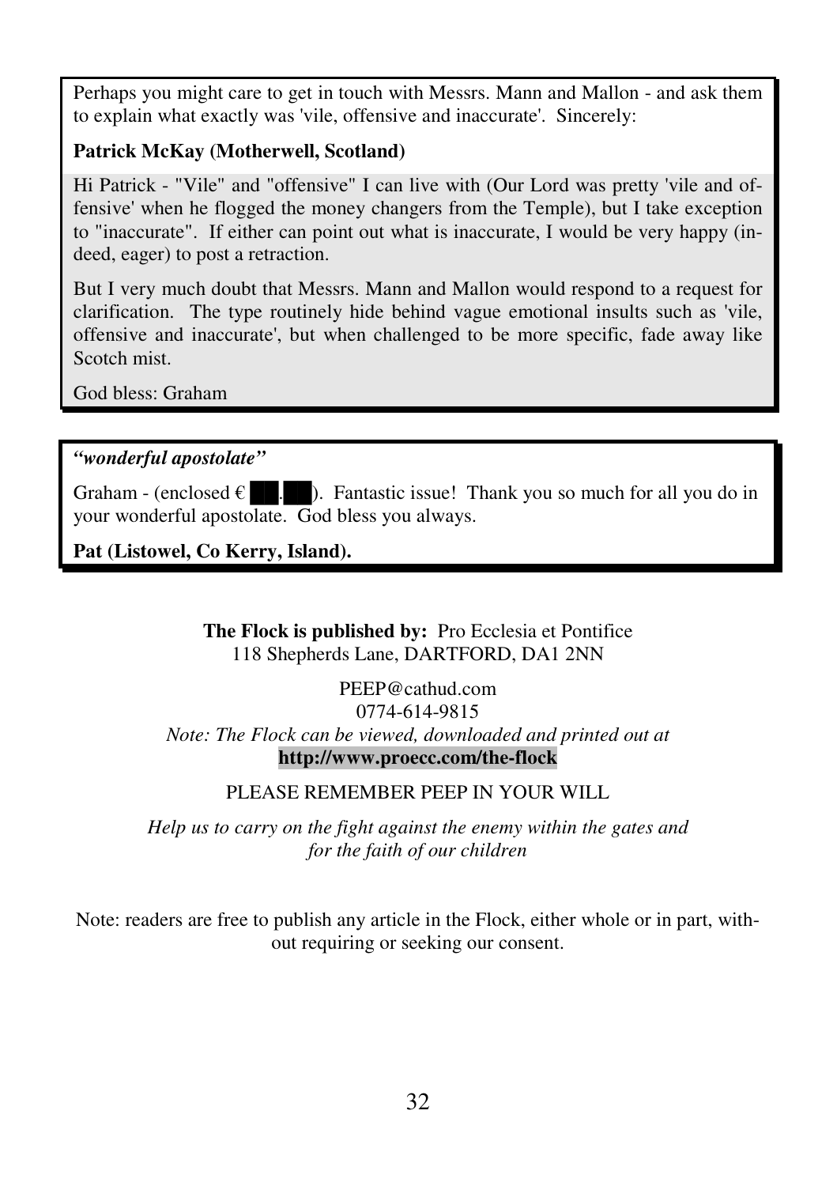Perhaps you might care to get in touch with Messrs. Mann and Mallon - and ask them to explain what exactly was 'vile, offensive and inaccurate'. Sincerely:

**Patrick McKay (Motherwell, Scotland)**

Hi Patrick - "Vile" and "offensive" I can live with (Our Lord was pretty 'vile and offensive' when he flogged the money changers from the Temple), but I take exception to "inaccurate". If either can point out what is inaccurate, I would be very happy (indeed, eager) to post a retraction.

But I very much doubt that Messrs. Mann and Mallon would respond to a request for clarification. The type routinely hide behind vague emotional insults such as 'vile, offensive and inaccurate', but when challenged to be more specific, fade away like Scotch mist.

God bless: Graham

***"wonderful apostolate"***

Graham - (enclosed € ██.██). Fantastic issue! Thank you so much for all you do in your wonderful apostolate. God bless you always.

**Pat (Listowel, Co Kerry, Island).**

**The Flock is published by:** Pro Ecclesia et Pontifice
118 Shepherds Lane, DARTFORD, DA1 2NN

PEEP@cathud.com
0774-614-9815
*Note: The Flock can be viewed, downloaded and printed out at*
**http://www.proecc.com/the-flock**

PLEASE REMEMBER PEEP IN YOUR WILL

*Help us to carry on the fight against the enemy within the gates and for the faith of our children*

Note: readers are free to publish any article in the Flock, either whole or in part, without requiring or seeking our consent.